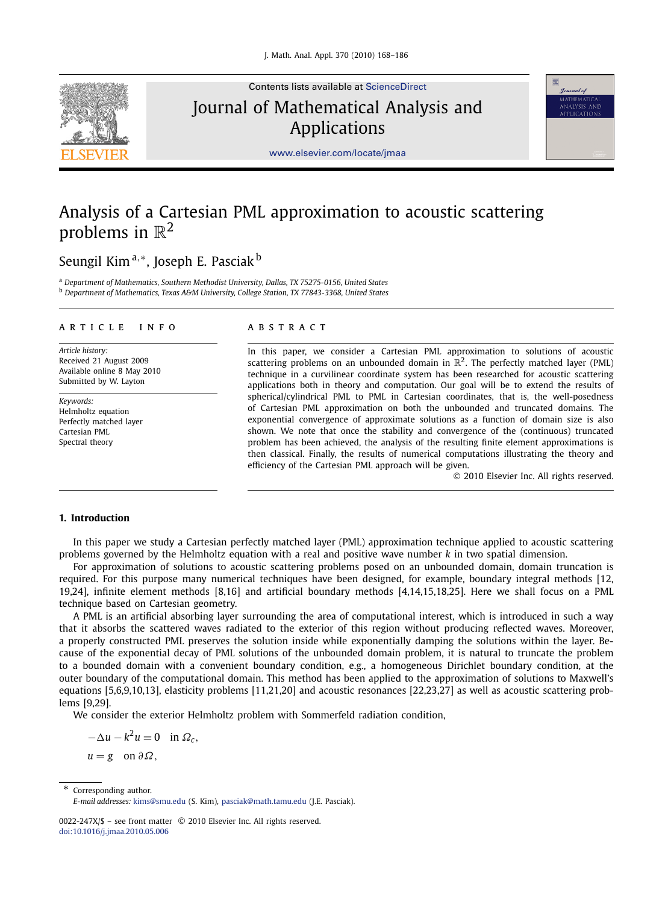Contents lists available at ScienceDirect

# Journal of Mathematical Analysis and Applications

www.elsevier.com/locate/jmaa

# Analysis of a Cartesian PML approximation to acoustic scattering problems in $\mathbb{R}^2$

Seungil Kim [a,*], Joseph E. Pasciak [b]

[a] Department of Mathematics, Southern Methodist University, Dallas, TX 75275-0156, United States
[b] Department of Mathematics, Texas A&M University, College Station, TX 77843-3368, United States

**ARTICLE INFO**

*Article history:*
Received 21 August 2009
Available online 8 May 2010
Submitted by W. Layton

*Keywords:*
Helmholtz equation
Perfectly matched layer
Cartesian PML
Spectral theory

**ABSTRACT**

In this paper, we consider a Cartesian PML approximation to solutions of acoustic scattering problems on an unbounded domain in $\mathbb{R}^2$. The perfectly matched layer (PML) technique in a curvilinear coordinate system has been researched for acoustic scattering applications both in theory and computation. Our goal will be to extend the results of spherical/cylindrical PML to PML in Cartesian coordinates, that is, the well-posedness of Cartesian PML approximation on both the unbounded and truncated domains. The exponential convergence of approximate solutions as a function of domain size is also shown. We note that once the stability and convergence of the (continuous) truncated problem has been achieved, the analysis of the resulting finite element approximations is then classical. Finally, the results of numerical computations illustrating the theory and efficiency of the Cartesian PML approach will be given.

© 2010 Elsevier Inc. All rights reserved.

## 1. Introduction

In this paper we study a Cartesian perfectly matched layer (PML) approximation technique applied to acoustic scattering problems governed by the Helmholtz equation with a real and positive wave number $k$ in two spatial dimension.

For approximation of solutions to acoustic scattering problems posed on an unbounded domain, domain truncation is required. For this purpose many numerical techniques have been designed, for example, boundary integral methods [12,19,24], infinite element methods [8,16] and artificial boundary methods [4,14,15,18,25]. Here we shall focus on a PML technique based on Cartesian geometry.

A PML is an artificial absorbing layer surrounding the area of computational interest, which is introduced in such a way that it absorbs the scattered waves radiated to the exterior of this region without producing reflected waves. Moreover, a properly constructed PML preserves the solution inside while exponentially damping the solutions within the layer. Because of the exponential decay of PML solutions of the unbounded domain problem, it is natural to truncate the problem to a bounded domain with a convenient boundary condition, e.g., a homogeneous Dirichlet boundary condition, at the outer boundary of the computational domain. This method has been applied to the approximation of solutions to Maxwell's equations [5,6,9,10,13], elasticity problems [11,21,20] and acoustic resonances [22,23,27] as well as acoustic scattering problems [9,29].

We consider the exterior Helmholtz problem with Sommerfeld radiation condition,

$$
\begin{aligned}
-\Delta u - k^2 u &= 0 \quad \text{in } \Omega_c,\\
u &= g \quad \text{on } \partial\Omega,
\end{aligned}
$$

---

\* Corresponding author.
*E-mail addresses:* kims@smu.edu (S. Kim), pasciak@math.tamu.edu (J.E. Pasciak).

0022-247X/$ – see front matter © 2010 Elsevier Inc. All rights reserved.
doi:10.1016/j.jmaa.2010.05.006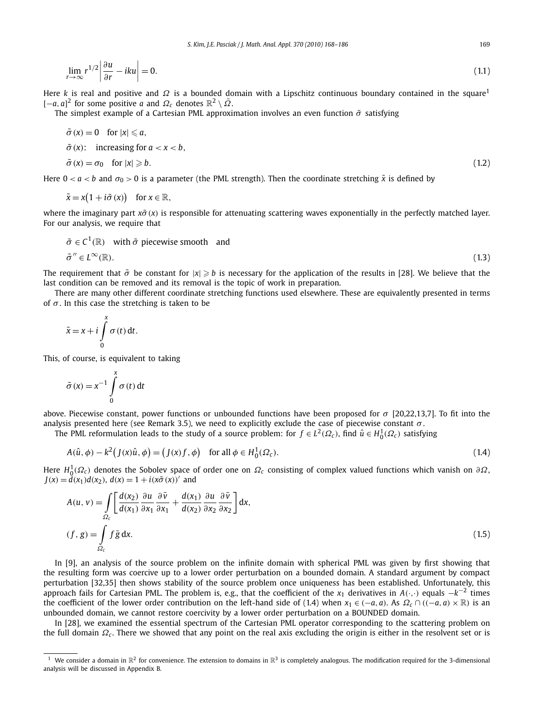$$\lim_{r\to\infty} r^{1/2}\left|\frac{\partial u}{\partial r} - iku\right| = 0. \tag{1.1}$$

Here $k$ is real and positive and $\Omega$ is a bounded domain with a Lipschitz continuous boundary contained in the square[1] $[-a,a]^2$ for some positive $a$ and $\Omega_c$ denotes $\mathbb{R}^2 \setminus \bar{\Omega}$.

The simplest example of a Cartesian PML approximation involves an even function $\tilde{\sigma}$ satisfying

$$\begin{aligned}
&\tilde{\sigma}(x) = 0 \quad \text{for } |x| \leqslant a, \\
&\tilde{\sigma}(x): \quad \text{increasing for } a < x < b, \\
&\tilde{\sigma}(x) = \sigma_0 \quad \text{for } |x| \geqslant b.
\end{aligned} \tag{1.2}$$

Here $0 < a < b$ and $\sigma_0 > 0$ is a parameter (the PML strength). Then the coordinate stretching $\tilde{x}$ is defined by

$$\tilde{x} = x\big(1 + i\tilde{\sigma}(x)\big) \quad \text{for } x \in \mathbb{R},$$

where the imaginary part $x\tilde{\sigma}(x)$ is responsible for attenuating scattering waves exponentially in the perfectly matched layer. For our analysis, we require that

$$\begin{aligned}
&\tilde{\sigma} \in C^1(\mathbb{R}) \quad \text{with } \tilde{\sigma} \text{ piecewise smooth} \quad \text{and} \\
&\tilde{\sigma}'' \in L^\infty(\mathbb{R}).
\end{aligned} \tag{1.3}$$

The requirement that $\tilde{\sigma}$ be constant for $|x| \geqslant b$ is necessary for the application of the results in [28]. We believe that the last condition can be removed and its removal is the topic of work in preparation.

There are many other different coordinate stretching functions used elsewhere. These are equivalently presented in terms of $\sigma$. In this case the stretching is taken to be

$$\tilde{x} = x + i\int_0^x \sigma(t)\,\mathrm{d}t.$$

This, of course, is equivalent to taking

$$\tilde{\sigma}(x) = x^{-1}\int_0^x \sigma(t)\,\mathrm{d}t$$

above. Piecewise constant, power functions or unbounded functions have been proposed for $\sigma$ [20,22,13,7]. To fit into the analysis presented here (see Remark 3.5), we need to explicitly exclude the case of piecewise constant $\sigma$.

The PML reformulation leads to the study of a source problem: for $f \in L^2(\Omega_c)$, find $\hat{u} \in H_0^1(\Omega_c)$ satisfying

$$A(\hat{u},\phi) - k^2\big(J(x)\hat{u},\phi\big) = \big(J(x)f,\phi\big) \quad \text{for all } \phi \in H_0^1(\Omega_c). \tag{1.4}$$

Here $H_0^1(\Omega_c)$ denotes the Sobolev space of order one on $\Omega_c$ consisting of complex valued functions which vanish on $\partial\Omega$, $J(x) = d(x_1)d(x_2)$, $d(x) = 1 + i(x\tilde{\sigma}(x))'$ and

$$\begin{aligned}
A(u,v) &= \int_{\Omega_c}\left[\frac{d(x_2)}{d(x_1)}\frac{\partial u}{\partial x_1}\frac{\partial \bar{v}}{\partial x_1} + \frac{d(x_1)}{d(x_2)}\frac{\partial u}{\partial x_2}\frac{\partial \bar{v}}{\partial x_2}\right]\mathrm{d}x, \\
(f,g) &= \int_{\Omega_c} f\bar{g}\,\mathrm{d}x.
\end{aligned} \tag{1.5}$$

In [9], an analysis of the source problem on the infinite domain with spherical PML was given by first showing that the resulting form was coercive up to a lower order perturbation on a bounded domain. A standard argument by compact perturbation [32,35] then shows stability of the source problem once uniqueness has been established. Unfortunately, this approach fails for Cartesian PML. The problem is, e.g., that the coefficient of the $x_1$ derivatives in $A(\cdot,\cdot)$ equals $-k^{-2}$ times the coefficient of the lower order contribution on the left-hand side of (1.4) when $x_1 \in (-a,a)$. As $\Omega_c \cap ((-a,a)\times\mathbb{R})$ is an unbounded domain, we cannot restore coercivity by a lower order perturbation on a BOUNDED domain.

In [28], we examined the essential spectrum of the Cartesian PML operator corresponding to the scattering problem on the full domain $\Omega_c$. There we showed that any point on the real axis excluding the origin is either in the resolvent set or is

---

[1] We consider a domain in $\mathbb{R}^2$ for convenience. The extension to domains in $\mathbb{R}^3$ is completely analogous. The modification required for the 3-dimensional analysis will be discussed in Appendix B.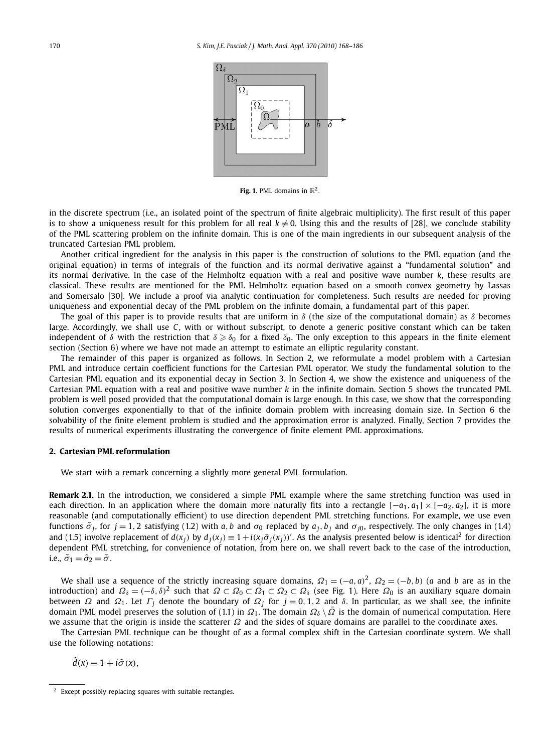Fig. 1. PML domains in $\mathbb{R}^2$.

in the discrete spectrum (i.e., an isolated point of the spectrum of finite algebraic multiplicity). The first result of this paper is to show a uniqueness result for this problem for all real $k \neq 0$. Using this and the results of [28], we conclude stability of the PML scattering problem on the infinite domain. This is one of the main ingredients in our subsequent analysis of the truncated Cartesian PML problem.

Another critical ingredient for the analysis in this paper is the construction of solutions to the PML equation (and the original equation) in terms of integrals of the function and its normal derivative against a "fundamental solution" and its normal derivative. In the case of the Helmholtz equation with a real and positive wave number $k$, these results are classical. These results are mentioned for the PML Helmholtz equation based on a smooth convex geometry by Lassas and Somersalo [30]. We include a proof via analytic continuation for completeness. Such results are needed for proving uniqueness and exponential decay of the PML problem on the infinite domain, a fundamental part of this paper.

The goal of this paper is to provide results that are uniform in $\delta$ (the size of the computational domain) as $\delta$ becomes large. Accordingly, we shall use $C$, with or without subscript, to denote a generic positive constant which can be taken independent of $\delta$ with the restriction that $\delta \geqslant \delta_0$ for a fixed $\delta_0$. The only exception to this appears in the finite element section (Section 6) where we have not made an attempt to estimate an elliptic regularity constant.

The remainder of this paper is organized as follows. In Section 2, we reformulate a model problem with a Cartesian PML and introduce certain coefficient functions for the Cartesian PML operator. We study the fundamental solution to the Cartesian PML equation and its exponential decay in Section 3. In Section 4, we show the existence and uniqueness of the Cartesian PML equation with a real and positive wave number $k$ in the infinite domain. Section 5 shows the truncated PML problem is well posed provided that the computational domain is large enough. In this case, we show that the corresponding solution converges exponentially to that of the infinite domain problem with increasing domain size. In Section 6 the solvability of the finite element problem is studied and the approximation error is analyzed. Finally, Section 7 provides the results of numerical experiments illustrating the convergence of finite element PML approximations.

## 2. Cartesian PML reformulation

We start with a remark concerning a slightly more general PML formulation.

**Remark 2.1.** In the introduction, we considered a simple PML example where the same stretching function was used in each direction. In an application where the domain more naturally fits into a rectangle $[-a_1, a_1] \times [-a_2, a_2]$, it is more reasonable (and computationally efficient) to use direction dependent PML stretching functions. For example, we use even functions $\tilde{\sigma}_j$, for $j = 1, 2$ satisfying (1.2) with $a, b$ and $\sigma_0$ replaced by $a_j, b_j$ and $\sigma_{j0}$, respectively. The only changes in (1.4) and (1.5) involve replacement of $d(x_j)$ by $d_j(x_j) \equiv 1 + i(x_j\tilde{\sigma}_j(x_j))'$. As the analysis presented below is identical[2] for direction dependent PML stretching, for convenience of notation, from here on, we shall revert back to the case of the introduction, i.e., $\tilde{\sigma}_1 = \tilde{\sigma}_2 = \tilde{\sigma}$.

We shall use a sequence of the strictly increasing square domains, $\Omega_1 = (-a, a)^2$, $\Omega_2 = (-b, b)$ ($a$ and $b$ are as in the introduction) and $\Omega_\delta = (-\delta, \delta)^2$ such that $\Omega \subset \Omega_0 \subset \Omega_1 \subset \Omega_2 \subset \Omega_\delta$ (see Fig. 1). Here $\Omega_0$ is an auxiliary square domain between $\Omega$ and $\Omega_1$. Let $\Gamma_j$ denote the boundary of $\Omega_j$ for $j = 0, 1, 2$ and $\delta$. In particular, as we shall see, the infinite domain PML model preserves the solution of (1.1) in $\Omega_1$. The domain $\Omega_\delta \setminus \bar{\Omega}$ is the domain of numerical computation. Here we assume that the origin is inside the scatterer $\Omega$ and the sides of square domains are parallel to the coordinate axes.

The Cartesian PML technique can be thought of as a formal complex shift in the Cartesian coordinate system. We shall use the following notations:

$$\tilde{d}(x) \equiv 1 + i\tilde{\sigma}(x),$$

[2] Except possibly replacing squares with suitable rectangles.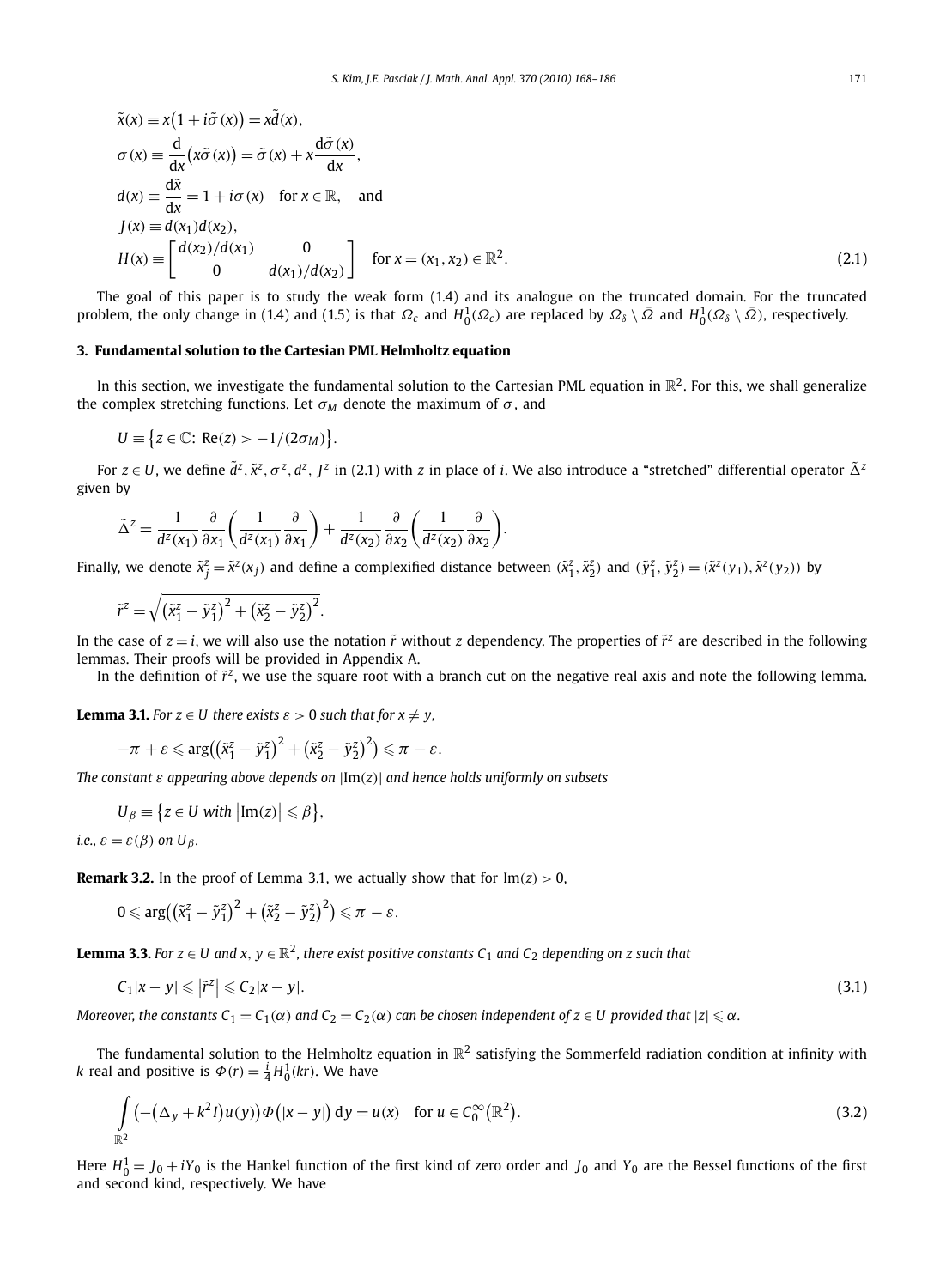$$
\begin{aligned}
&\tilde{x}(x) \equiv x\big(1 + i\tilde{\sigma}(x)\big) = x\tilde{d}(x), \\
&\sigma(x) \equiv \frac{\mathrm{d}}{\mathrm{d}x}\big(x\tilde{\sigma}(x)\big) = \tilde{\sigma}(x) + x\frac{\mathrm{d}\tilde{\sigma}(x)}{\mathrm{d}x}, \\
&d(x) \equiv \frac{\mathrm{d}\tilde{x}}{\mathrm{d}x} = 1 + i\sigma(x) \quad \text{for } x \in \mathbb{R}, \quad \text{and} \\
&J(x) \equiv d(x_1)d(x_2), \\
&H(x) \equiv \begin{bmatrix} d(x_2)/d(x_1) & 0 \\ 0 & d(x_1)/d(x_2) \end{bmatrix} \quad \text{for } x = (x_1, x_2) \in \mathbb{R}^2.
\end{aligned} \tag{2.1}
$$

The goal of this paper is to study the weak form (1.4) and its analogue on the truncated domain. For the truncated problem, the only change in (1.4) and (1.5) is that $\Omega_c$ and $H_0^1(\Omega_c)$ are replaced by $\Omega_\delta \setminus \bar{\Omega}$ and $H_0^1(\Omega_\delta \setminus \bar{\Omega})$, respectively.

## 3. Fundamental solution to the Cartesian PML Helmholtz equation

In this section, we investigate the fundamental solution to the Cartesian PML equation in $\mathbb{R}^2$. For this, we shall generalize the complex stretching functions. Let $\sigma_M$ denote the maximum of $\sigma$, and

$$
U \equiv \big\{z \in \mathbb{C}\colon \operatorname{Re}(z) > -1/(2\sigma_M)\big\}.
$$

For $z \in U$, we define $\tilde{d}^z, \tilde{x}^z, \sigma^z, d^z, J^z$ in (2.1) with $z$ in place of $i$. We also introduce a "stretched" differential operator $\tilde{\Delta}^z$ given by

$$
\tilde{\Delta}^z = \frac{1}{d^z(x_1)}\frac{\partial}{\partial x_1}\left(\frac{1}{d^z(x_1)}\frac{\partial}{\partial x_1}\right) + \frac{1}{d^z(x_2)}\frac{\partial}{\partial x_2}\left(\frac{1}{d^z(x_2)}\frac{\partial}{\partial x_2}\right).
$$

Finally, we denote $\tilde{x}_j^z = \tilde{x}^z(x_j)$ and define a complexified distance between $(\tilde{x}_1^z, \tilde{x}_2^z)$ and $(\tilde{y}_1^z, \tilde{y}_2^z) = (\tilde{x}^z(y_1), \tilde{x}^z(y_2))$ by

$$
\tilde{r}^z = \sqrt{\big(\tilde{x}_1^z - \tilde{y}_1^z\big)^2 + \big(\tilde{x}_2^z - \tilde{y}_2^z\big)^2}.
$$

In the case of $z = i$, we will also use the notation $\tilde{r}$ without $z$ dependency. The properties of $\tilde{r}^z$ are described in the following lemmas. Their proofs will be provided in Appendix A.

In the definition of $\tilde{r}^z$, we use the square root with a branch cut on the negative real axis and note the following lemma.

**Lemma 3.1.** *For $z \in U$ there exists $\varepsilon > 0$ such that for $x \neq y$,*

$$
-\pi + \varepsilon \leqslant \arg\big(\big(\tilde{x}_1^z - \tilde{y}_1^z\big)^2 + \big(\tilde{x}_2^z - \tilde{y}_2^z\big)^2\big) \leqslant \pi - \varepsilon.
$$

*The constant $\varepsilon$ appearing above depends on $|\operatorname{Im}(z)|$ and hence holds uniformly on subsets*

$$
U_\beta \equiv \big\{z \in U \text{ with } \big|\operatorname{Im}(z)\big| \leqslant \beta\big\},
$$

*i.e., $\varepsilon = \varepsilon(\beta)$ on $U_\beta$.*

**Remark 3.2.** In the proof of Lemma 3.1, we actually show that for $\operatorname{Im}(z) > 0$,

$$
0 \leqslant \arg\big(\big(\tilde{x}_1^z - \tilde{y}_1^z\big)^2 + \big(\tilde{x}_2^z - \tilde{y}_2^z\big)^2\big) \leqslant \pi - \varepsilon.
$$

**Lemma 3.3.** *For $z \in U$ and $x, y \in \mathbb{R}^2$, there exist positive constants $C_1$ and $C_2$ depending on $z$ such that*

$$
C_1|x - y| \leqslant \big|\tilde{r}^z\big| \leqslant C_2|x - y|. \tag{3.1}
$$

*Moreover, the constants $C_1 = C_1(\alpha)$ and $C_2 = C_2(\alpha)$ can be chosen independent of $z \in U$ provided that $|z| \leqslant \alpha$.*

The fundamental solution to the Helmholtz equation in $\mathbb{R}^2$ satisfying the Sommerfeld radiation condition at infinity with $k$ real and positive is $\Phi(r) = \frac{i}{4}H_0^1(kr)$. We have

$$
\int_{\mathbb{R}^2} \big(-\big(\Delta_y + k^2 I\big)u(y)\big)\Phi\big(|x - y|\big)\,\mathrm{d}y = u(x) \quad \text{for } u \in C_0^\infty\big(\mathbb{R}^2\big). \tag{3.2}
$$

Here $H_0^1 = J_0 + iY_0$ is the Hankel function of the first kind of zero order and $J_0$ and $Y_0$ are the Bessel functions of the first and second kind, respectively. We have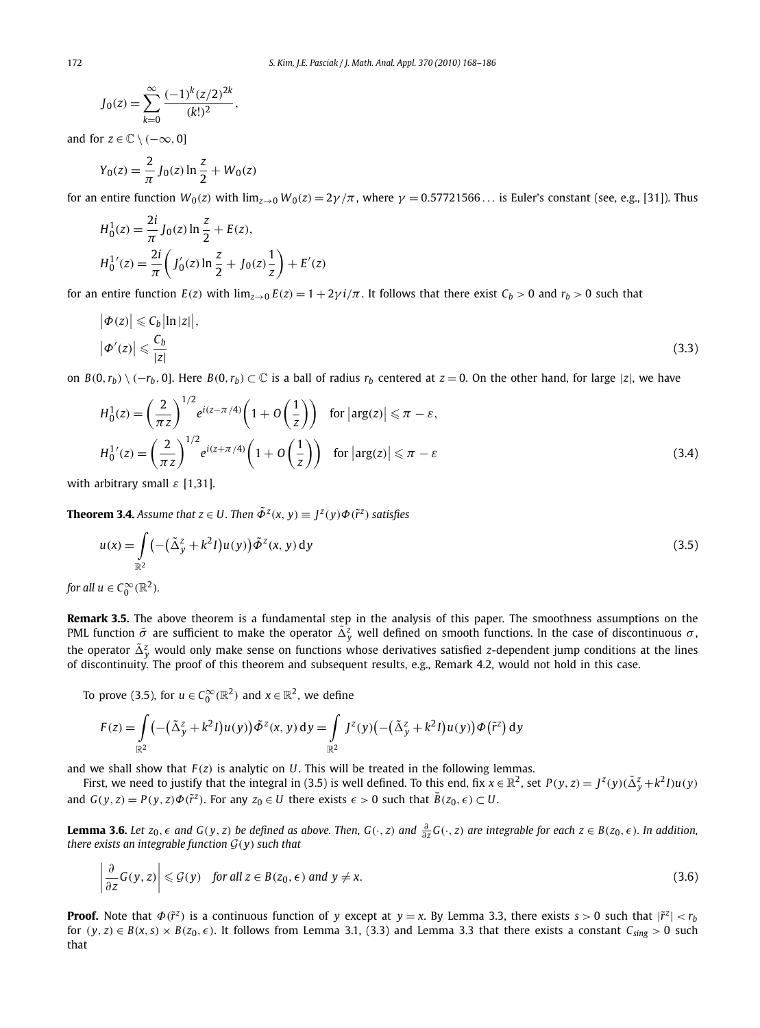$$J_0(z) = \sum_{k=0}^{\infty} \frac{(-1)^k (z/2)^{2k}}{(k!)^2},$$

and for $z \in \mathbb{C} \setminus (-\infty, 0]$

$$Y_0(z) = \frac{2}{\pi} J_0(z) \ln \frac{z}{2} + W_0(z)$$

for an entire function $W_0(z)$ with $\lim_{z\to 0} W_0(z) = 2\gamma/\pi$, where $\gamma = 0.57721566\ldots$ is Euler's constant (see, e.g., [31]). Thus

$$H_0^1(z) = \frac{2i}{\pi} J_0(z) \ln \frac{z}{2} + E(z),$$
$$H_0^{1\prime}(z) = \frac{2i}{\pi}\left(J_0'(z) \ln \frac{z}{2} + J_0(z)\frac{1}{z}\right) + E'(z)$$

for an entire function $E(z)$ with $\lim_{z\to 0} E(z) = 1 + 2\gamma i/\pi$. It follows that there exist $C_b > 0$ and $r_b > 0$ such that

$$\left|\Phi(z)\right| \leqslant C_b \left|\ln|z|\right|,$$
$$\left|\Phi'(z)\right| \leqslant \frac{C_b}{|z|} \tag{3.3}$$

on $B(0, r_b) \setminus (-r_b, 0]$. Here $B(0, r_b) \subset \mathbb{C}$ is a ball of radius $r_b$ centered at $z = 0$. On the other hand, for large $|z|$, we have

$$H_0^1(z) = \left(\frac{2}{\pi z}\right)^{1/2} e^{i(z-\pi/4)}\left(1 + O\left(\frac{1}{z}\right)\right) \quad \text{for } \left|\arg(z)\right| \leqslant \pi - \varepsilon,$$
$$H_0^{1\prime}(z) = \left(\frac{2}{\pi z}\right)^{1/2} e^{i(z+\pi/4)}\left(1 + O\left(\frac{1}{z}\right)\right) \quad \text{for } \left|\arg(z)\right| \leqslant \pi - \varepsilon \tag{3.4}$$

with arbitrary small $\varepsilon$ [1,31].

**Theorem 3.4.** *Assume that $z \in U$. Then $\tilde{\Phi}^z(x, y) \equiv J^z(y)\Phi(\tilde{r}^z)$ satisfies*

$$u(x) = \int_{\mathbb{R}^2} \left(-\left(\tilde{\Delta}_y^z + k^2 I\right)u(y)\right)\tilde{\Phi}^z(x, y)\,\mathrm{d}y \tag{3.5}$$

*for all $u \in C_0^\infty(\mathbb{R}^2)$.*

**Remark 3.5.** The above theorem is a fundamental step in the analysis of this paper. The smoothness assumptions on the PML function $\tilde{\sigma}$ are sufficient to make the operator $\tilde{\Delta}_y^z$ well defined on smooth functions. In the case of discontinuous $\sigma$, the operator $\tilde{\Delta}_y^z$ would only make sense on functions whose derivatives satisfied $z$-dependent jump conditions at the lines of discontinuity. The proof of this theorem and subsequent results, e.g., Remark 4.2, would not hold in this case.

To prove (3.5), for $u \in C_0^\infty(\mathbb{R}^2)$ and $x \in \mathbb{R}^2$, we define

$$F(z) = \int_{\mathbb{R}^2} \left(-\left(\tilde{\Delta}_y^z + k^2 I\right)u(y)\right)\tilde{\Phi}^z(x, y)\,\mathrm{d}y = \int_{\mathbb{R}^2} J^z(y)\left(-\left(\tilde{\Delta}_y^z + k^2 I\right)u(y)\right)\Phi\left(\tilde{r}^z\right)\mathrm{d}y$$

and we shall show that $F(z)$ is analytic on $U$. This will be treated in the following lemmas.

First, we need to justify that the integral in (3.5) is well defined. To this end, fix $x \in \mathbb{R}^2$, set $P(y, z) = J^z(y)(\tilde{\Delta}_y^z + k^2 I)u(y)$ and $G(y, z) = P(y, z)\Phi(\tilde{r}^z)$. For any $z_0 \in U$ there exists $\epsilon > 0$ such that $\bar{B}(z_0, \epsilon) \subset U$.

**Lemma 3.6.** *Let $z_0$, $\epsilon$ and $G(y, z)$ be defined as above. Then, $G(\cdot, z)$ and $\frac{\partial}{\partial z}G(\cdot, z)$ are integrable for each $z \in B(z_0, \epsilon)$. In addition, there exists an integrable function $\mathcal{G}(y)$ such that*

$$\left|\frac{\partial}{\partial z}G(y, z)\right| \leqslant \mathcal{G}(y) \quad \text{for all } z \in B(z_0, \epsilon) \text{ and } y \neq x. \tag{3.6}$$

**Proof.** Note that $\Phi(\tilde{r}^z)$ is a continuous function of $y$ except at $y = x$. By Lemma 3.3, there exists $s > 0$ such that $|\tilde{r}^z| < r_b$ for $(y, z) \in B(x, s) \times B(z_0, \epsilon)$. It follows from Lemma 3.1, (3.3) and Lemma 3.3 that there exists a constant $C_{sing} > 0$ such that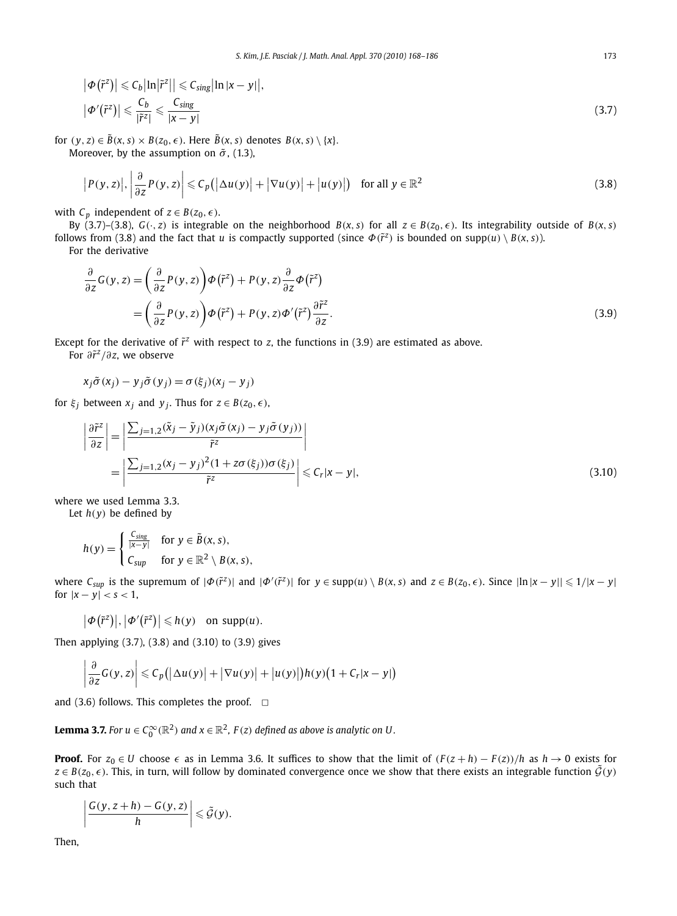$$\left|\Phi\left(\tilde{r}^z\right)\right| \leqslant C_b\left|\ln\left|\tilde{r}^z\right|\right| \leqslant C_{sing}\left|\ln|x-y|\right|,$$
$$\left|\Phi'\left(\tilde{r}^z\right)\right| \leqslant \frac{C_b}{|\tilde{r}^z|} \leqslant \frac{C_{sing}}{|x-y|} \tag{3.7}$$

for $(y,z) \in \tilde{B}(x,s) \times B(z_0,\epsilon)$. Here $\tilde{B}(x,s)$ denotes $B(x,s) \setminus \{x\}$.

Moreover, by the assumption on $\tilde{\sigma}$, (1.3),

$$\left|P(y,z)\right|, \left|\frac{\partial}{\partial z}P(y,z)\right| \leqslant C_p\left(\left|\Delta u(y)\right| + \left|\nabla u(y)\right| + \left|u(y)\right|\right) \quad \text{for all } y \in \mathbb{R}^2 \tag{3.8}$$

with $C_p$ independent of $z \in B(z_0,\epsilon)$.

By (3.7)–(3.8), $G(\cdot,z)$ is integrable on the neighborhood $B(x,s)$ for all $z \in B(z_0,\epsilon)$. Its integrability outside of $B(x,s)$ follows from (3.8) and the fact that $u$ is compactly supported (since $\Phi(\tilde{r}^z)$ is bounded on $\operatorname{supp}(u) \setminus B(x,s)$).

For the derivative

$$\begin{aligned}
\frac{\partial}{\partial z}G(y,z) &= \left(\frac{\partial}{\partial z}P(y,z)\right)\Phi\left(\tilde{r}^z\right) + P(y,z)\frac{\partial}{\partial z}\Phi\left(\tilde{r}^z\right) \\
&= \left(\frac{\partial}{\partial z}P(y,z)\right)\Phi\left(\tilde{r}^z\right) + P(y,z)\Phi'\left(\tilde{r}^z\right)\frac{\partial \tilde{r}^z}{\partial z}.
\end{aligned} \tag{3.9}$$

Except for the derivative of $\tilde{r}^z$ with respect to $z$, the functions in (3.9) are estimated as above.

For $\partial\tilde{r}^z/\partial z$, we observe

$$x_j\tilde{\sigma}(x_j) - y_j\tilde{\sigma}(y_j) = \sigma(\xi_j)(x_j - y_j)$$

for $\xi_j$ between $x_j$ and $y_j$. Thus for $z \in B(z_0,\epsilon)$,

$$\begin{aligned}
\left|\frac{\partial \tilde{r}^z}{\partial z}\right| &= \left|\frac{\sum_{j=1,2}(\tilde{x}_j - \tilde{y}_j)(x_j\tilde{\sigma}(x_j) - y_j\tilde{\sigma}(y_j))}{\tilde{r}^z}\right| \\
&= \left|\frac{\sum_{j=1,2}(x_j - y_j)^2(1 + z\sigma(\xi_j))\sigma(\xi_j)}{\tilde{r}^z}\right| \leqslant C_r|x-y|,
\end{aligned} \tag{3.10}$$

where we used Lemma 3.3.

Let $h(y)$ be defined by

$$h(y) = \begin{cases} \frac{C_{sing}}{|x-y|} & \text{for } y \in \tilde{B}(x,s), \\ C_{sup} & \text{for } y \in \mathbb{R}^2 \setminus B(x,s), \end{cases}$$

where $C_{sup}$ is the supremum of $|\Phi(\tilde{r}^z)|$ and $|\Phi'(\tilde{r}^z)|$ for $y \in \operatorname{supp}(u) \setminus B(x,s)$ and $z \in B(z_0,\epsilon)$. Since $|\ln|x-y|| \leqslant 1/|x-y|$ for $|x-y| < s < 1$,

$$\left|\Phi\left(\tilde{r}^z\right)\right|, \left|\Phi'\left(\tilde{r}^z\right)\right| \leqslant h(y) \quad \text{on } \operatorname{supp}(u).$$

Then applying (3.7), (3.8) and (3.10) to (3.9) gives

$$\left|\frac{\partial}{\partial z}G(y,z)\right| \leqslant C_p\left(\left|\Delta u(y)\right| + \left|\nabla u(y)\right| + \left|u(y)\right|\right)h(y)\left(1 + C_r|x-y|\right)$$

and (3.6) follows. This completes the proof. $\square$

**Lemma 3.7.** *For $u \in C_0^\infty(\mathbb{R}^2)$ and $x \in \mathbb{R}^2$, $F(z)$ defined as above is analytic on $U$.*

**Proof.** For $z_0 \in U$ choose $\epsilon$ as in Lemma 3.6. It suffices to show that the limit of $(F(z+h) - F(z))/h$ as $h \to 0$ exists for $z \in B(z_0,\epsilon)$. This, in turn, will follow by dominated convergence once we show that there exists an integrable function $\tilde{\mathcal{G}}(y)$ such that

$$\left|\frac{G(y,z+h) - G(y,z)}{h}\right| \leqslant \tilde{\mathcal{G}}(y).$$

Then,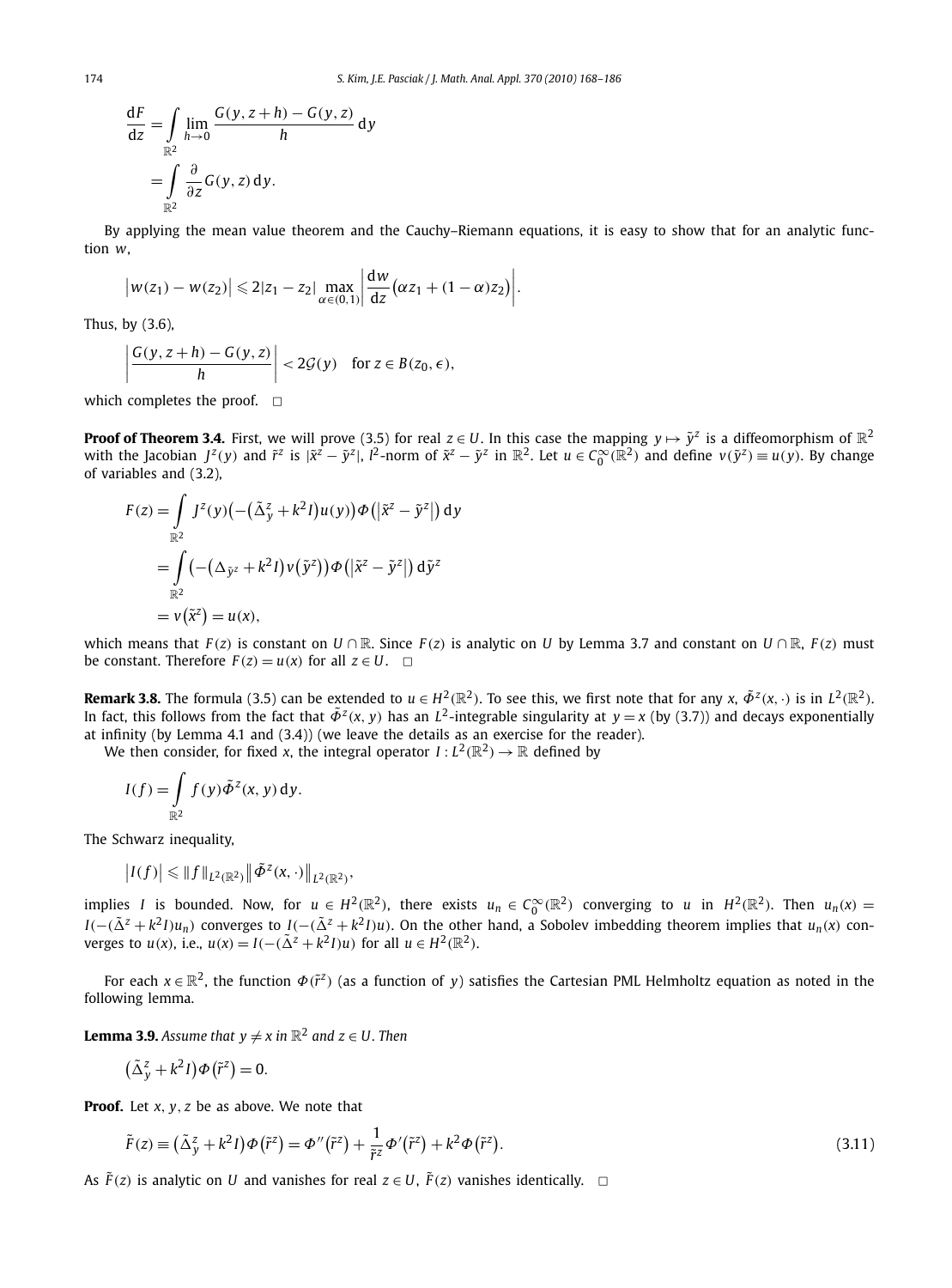$$
\begin{aligned}
\frac{\mathrm{d}F}{\mathrm{d}z} &= \int_{\mathbb{R}^2} \lim_{h\to 0} \frac{G(y,z+h)-G(y,z)}{h}\,\mathrm{d}y \\
&= \int_{\mathbb{R}^2} \frac{\partial}{\partial z} G(y,z)\,\mathrm{d}y.
\end{aligned}
$$

By applying the mean value theorem and the Cauchy–Riemann equations, it is easy to show that for an analytic function $w$,

$$
\left|w(z_1)-w(z_2)\right| \leqslant 2|z_1-z_2| \max_{\alpha\in(0,1)} \left|\frac{\mathrm{d}w}{\mathrm{d}z}\big(\alpha z_1+(1-\alpha)z_2\big)\right|.
$$

Thus, by (3.6),

$$
\left|\frac{G(y,z+h)-G(y,z)}{h}\right| < 2\mathcal{G}(y) \quad \text{for } z\in B(z_0,\epsilon),
$$

which completes the proof. $\square$

**Proof of Theorem 3.4.** First, we will prove (3.5) for real $z \in U$. In this case the mapping $y \mapsto \tilde{y}^z$ is a diffeomorphism of $\mathbb{R}^2$ with the Jacobian $J^z(y)$ and $\tilde{r}^z$ is $|\tilde{x}^z-\tilde{y}^z|$, $l^2$-norm of $\tilde{x}^z-\tilde{y}^z$ in $\mathbb{R}^2$. Let $u \in C_0^\infty(\mathbb{R}^2)$ and define $v(\tilde{y}^z)\equiv u(y)$. By change of variables and (3.2),

$$
\begin{aligned}
F(z) &= \int_{\mathbb{R}^2} J^z(y)\big(-\big(\tilde{\Delta}_y^z+k^2I\big)u(y)\big)\Phi\big(\big|\tilde{x}^z-\tilde{y}^z\big|\big)\,\mathrm{d}y \\
&= \int_{\mathbb{R}^2} \big(-\big(\Delta_{\tilde{y}^z}+k^2I\big)v\big(\tilde{y}^z\big)\big)\Phi\big(\big|\tilde{x}^z-\tilde{y}^z\big|\big)\,\mathrm{d}\tilde{y}^z \\
&= v\big(\tilde{x}^z\big) = u(x),
\end{aligned}
$$

which means that $F(z)$ is constant on $U\cap\mathbb{R}$. Since $F(z)$ is analytic on $U$ by Lemma 3.7 and constant on $U\cap\mathbb{R}$, $F(z)$ must be constant. Therefore $F(z)=u(x)$ for all $z\in U$. $\square$

**Remark 3.8.** The formula (3.5) can be extended to $u\in H^2(\mathbb{R}^2)$. To see this, we first note that for any $x$, $\tilde{\Phi}^z(x,\cdot)$ is in $L^2(\mathbb{R}^2)$. In fact, this follows from the fact that $\tilde{\Phi}^z(x,y)$ has an $L^2$-integrable singularity at $y=x$ (by (3.7)) and decays exponentially at infinity (by Lemma 4.1 and (3.4)) (we leave the details as an exercise for the reader).

We then consider, for fixed $x$, the integral operator $I: L^2(\mathbb{R}^2)\to\mathbb{R}$ defined by

$$
I(f) = \int_{\mathbb{R}^2} f(y)\tilde{\Phi}^z(x,y)\,\mathrm{d}y.
$$

The Schwarz inequality,

$$
\big|I(f)\big| \leqslant \|f\|_{L^2(\mathbb{R}^2)}\big\|\tilde{\Phi}^z(x,\cdot)\big\|_{L^2(\mathbb{R}^2)},
$$

implies $I$ is bounded. Now, for $u\in H^2(\mathbb{R}^2)$, there exists $u_n\in C_0^\infty(\mathbb{R}^2)$ converging to $u$ in $H^2(\mathbb{R}^2)$. Then $u_n(x) = I(-(\tilde{\Delta}^z+k^2I)u_n)$ converges to $I(-(\tilde{\Delta}^z+k^2I)u)$. On the other hand, a Sobolev imbedding theorem implies that $u_n(x)$ converges to $u(x)$, i.e., $u(x)=I(-(\tilde{\Delta}^z+k^2I)u)$ for all $u\in H^2(\mathbb{R}^2)$.

For each $x\in\mathbb{R}^2$, the function $\Phi(\tilde{r}^z)$ (as a function of $y$) satisfies the Cartesian PML Helmholtz equation as noted in the following lemma.

**Lemma 3.9.** *Assume that $y\neq x$ in $\mathbb{R}^2$ and $z\in U$. Then*

$$
\big(\tilde{\Delta}_y^z+k^2I\big)\Phi\big(\tilde{r}^z\big)=0.
$$

**Proof.** Let $x, y, z$ be as above. We note that

$$
\tilde{F}(z) \equiv \big(\tilde{\Delta}_y^z+k^2I\big)\Phi\big(\tilde{r}^z\big) = \Phi''\big(\tilde{r}^z\big)+\frac{1}{\tilde{r}^z}\Phi'\big(\tilde{r}^z\big)+k^2\Phi\big(\tilde{r}^z\big). \tag{3.11}
$$

As $\tilde{F}(z)$ is analytic on $U$ and vanishes for real $z\in U$, $\tilde{F}(z)$ vanishes identically. $\square$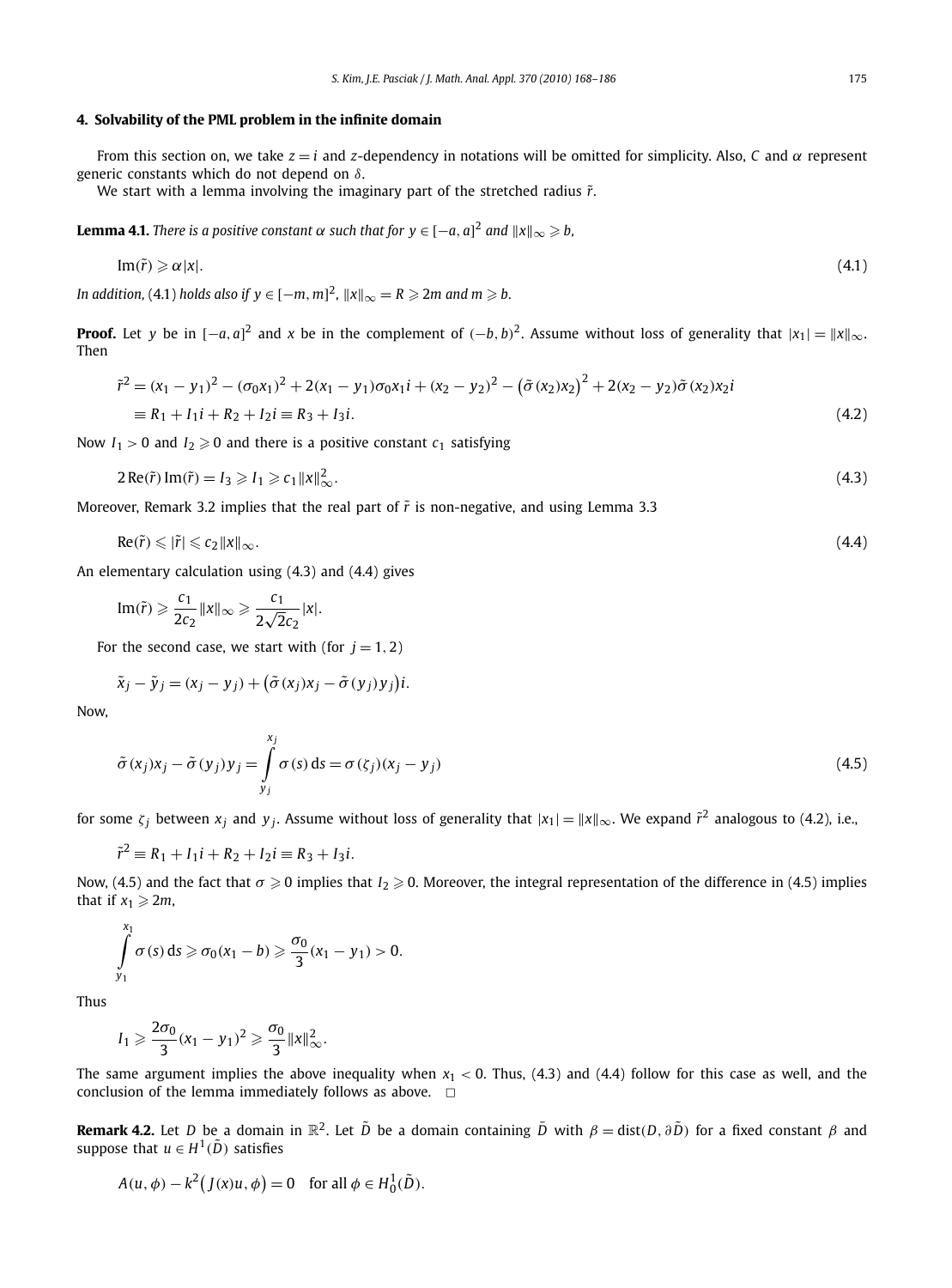## 4. Solvability of the PML problem in the infinite domain

From this section on, we take $z = i$ and $z$-dependency in notations will be omitted for simplicity. Also, $C$ and $\alpha$ represent generic constants which do not depend on $\delta$.

We start with a lemma involving the imaginary part of the stretched radius $\tilde{r}$.

**Lemma 4.1.** *There is a positive constant $\alpha$ such that for $y \in [-a,a]^2$ and $\|x\|_\infty \geqslant b$,*

$$\operatorname{Im}(\tilde{r}) \geqslant \alpha |x|. \tag{4.1}$$

*In addition,* (4.1) *holds also if $y \in [-m,m]^2$, $\|x\|_\infty = R \geqslant 2m$ and $m \geqslant b$.*

**Proof.** Let $y$ be in $[-a,a]^2$ and $x$ be in the complement of $(-b,b)^2$. Assume without loss of generality that $|x_1| = \|x\|_\infty$. Then

$$\begin{aligned}
\tilde{r}^2 &= (x_1 - y_1)^2 - (\sigma_0 x_1)^2 + 2(x_1 - y_1)\sigma_0 x_1 i + (x_2 - y_2)^2 - \big(\tilde{\sigma}(x_2)x_2\big)^2 + 2(x_2 - y_2)\tilde{\sigma}(x_2)x_2 i \\
&\equiv R_1 + I_1 i + R_2 + I_2 i \equiv R_3 + I_3 i.
\end{aligned} \tag{4.2}$$

Now $I_1 > 0$ and $I_2 \geqslant 0$ and there is a positive constant $c_1$ satisfying

$$2\operatorname{Re}(\tilde{r})\operatorname{Im}(\tilde{r}) = I_3 \geqslant I_1 \geqslant c_1 \|x\|_\infty^2. \tag{4.3}$$

Moreover, Remark 3.2 implies that the real part of $\tilde{r}$ is non-negative, and using Lemma 3.3

$$\operatorname{Re}(\tilde{r}) \leqslant |\tilde{r}| \leqslant c_2 \|x\|_\infty. \tag{4.4}$$

An elementary calculation using (4.3) and (4.4) gives

$$\operatorname{Im}(\tilde{r}) \geqslant \frac{c_1}{2c_2}\|x\|_\infty \geqslant \frac{c_1}{2\sqrt{2}c_2}|x|.$$

For the second case, we start with (for $j = 1,2$)

$$\tilde{x}_j - \tilde{y}_j = (x_j - y_j) + \big(\tilde{\sigma}(x_j)x_j - \tilde{\sigma}(y_j)y_j\big)i.$$

Now,

$$\tilde{\sigma}(x_j)x_j - \tilde{\sigma}(y_j)y_j = \int_{y_j}^{x_j} \sigma(s)\,\mathrm{d}s = \sigma(\zeta_j)(x_j - y_j) \tag{4.5}$$

for some $\zeta_j$ between $x_j$ and $y_j$. Assume without loss of generality that $|x_1| = \|x\|_\infty$. We expand $\tilde{r}^2$ analogous to (4.2), i.e.,

$$\tilde{r}^2 \equiv R_1 + I_1 i + R_2 + I_2 i \equiv R_3 + I_3 i.$$

Now, (4.5) and the fact that $\sigma \geqslant 0$ implies that $I_2 \geqslant 0$. Moreover, the integral representation of the difference in (4.5) implies that if $x_1 \geqslant 2m$,

$$\int_{y_1}^{x_1} \sigma(s)\,\mathrm{d}s \geqslant \sigma_0(x_1 - b) \geqslant \frac{\sigma_0}{3}(x_1 - y_1) > 0.$$

Thus

$$I_1 \geqslant \frac{2\sigma_0}{3}(x_1 - y_1)^2 \geqslant \frac{\sigma_0}{3}\|x\|_\infty^2.$$

The same argument implies the above inequality when $x_1 < 0$. Thus, (4.3) and (4.4) follow for this case as well, and the conclusion of the lemma immediately follows as above. $\square$

**Remark 4.2.** Let $D$ be a domain in $\mathbb{R}^2$. Let $\tilde{D}$ be a domain containing $\bar{D}$ with $\beta = \operatorname{dist}(D, \partial\tilde{D})$ for a fixed constant $\beta$ and suppose that $u \in H^1(\tilde{D})$ satisfies

$$A(u,\phi) - k^2\big(J(x)u,\phi\big) = 0 \quad \text{for all } \phi \in H_0^1(\tilde{D}).$$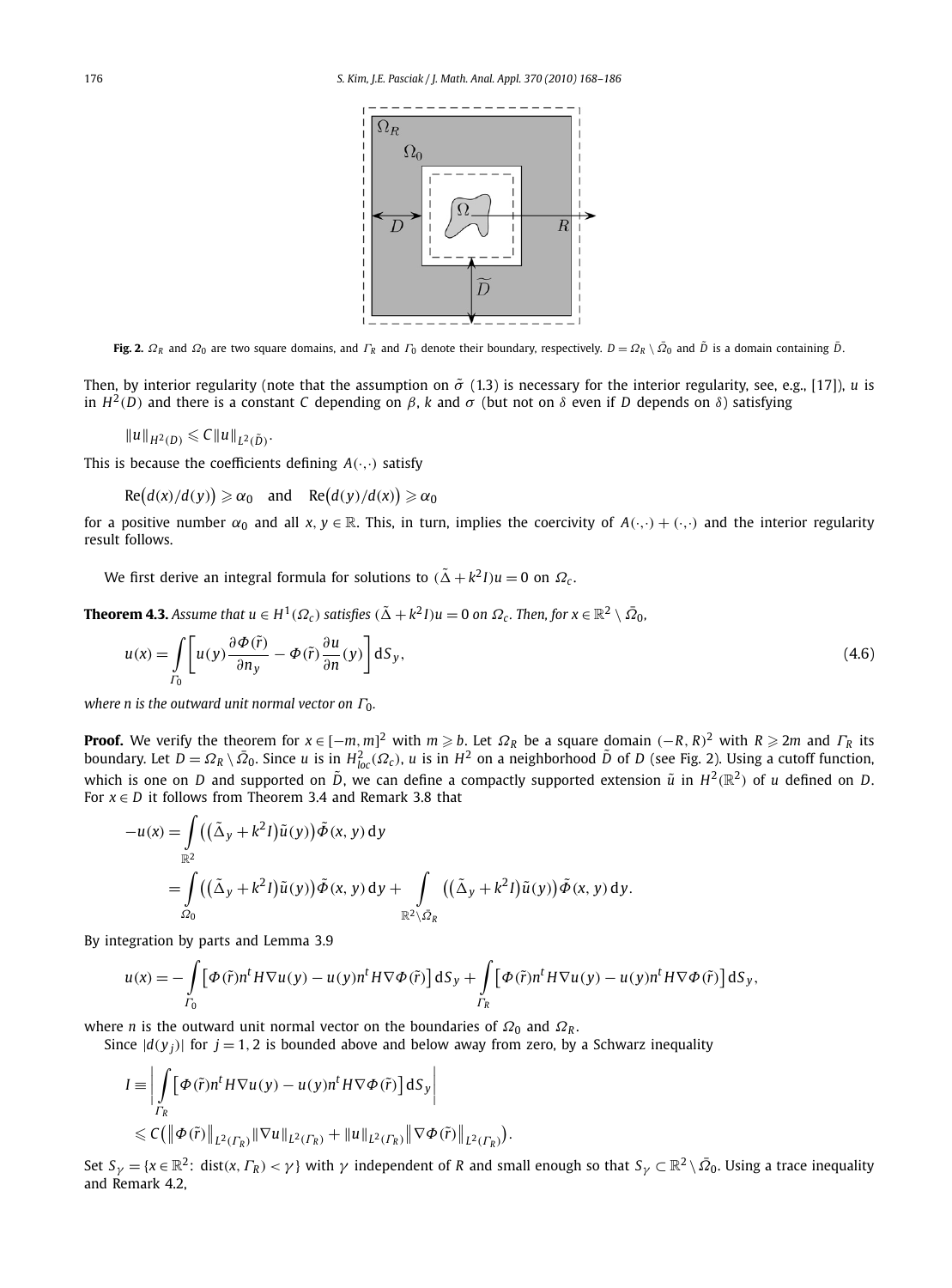**Fig. 2.** $\Omega_R$ and $\Omega_0$ are two square domains, and $\Gamma_R$ and $\Gamma_0$ denote their boundary, respectively. $D = \Omega_R \setminus \bar{\Omega}_0$ and $\tilde{D}$ is a domain containing $\bar{D}$.

Then, by interior regularity (note that the assumption on $\tilde{\sigma}$ (1.3) is necessary for the interior regularity, see, e.g., [17]), $u$ is in $H^2(D)$ and there is a constant $C$ depending on $\beta$, $k$ and $\sigma$ (but not on $\delta$ even if $D$ depends on $\delta$) satisfying

$$\|u\|_{H^2(D)} \leqslant C\|u\|_{L^2(\tilde{D})}.$$

This is because the coefficients defining $A(\cdot,\cdot)$ satisfy

$$\mathrm{Re}\big(d(x)/d(y)\big) \geqslant \alpha_0 \quad \text{and} \quad \mathrm{Re}\big(d(y)/d(x)\big) \geqslant \alpha_0$$

for a positive number $\alpha_0$ and all $x, y \in \mathbb{R}$. This, in turn, implies the coercivity of $A(\cdot,\cdot) + (\cdot,\cdot)$ and the interior regularity result follows.

We first derive an integral formula for solutions to $(\tilde{\Delta} + k^2 I)u = 0$ on $\Omega_c$.

**Theorem 4.3.** *Assume that $u \in H^1(\Omega_c)$ satisfies $(\tilde{\Delta} + k^2 I)u = 0$ on $\Omega_c$. Then, for $x \in \mathbb{R}^2 \setminus \bar{\Omega}_0$,*

$$u(x) = \int_{\Gamma_0} \left[ u(y) \frac{\partial \Phi(\tilde{r})}{\partial n_y} - \Phi(\tilde{r}) \frac{\partial u}{\partial n}(y) \right] \mathrm{d}S_y, \tag{4.6}$$

*where $n$ is the outward unit normal vector on $\Gamma_0$.*

**Proof.** We verify the theorem for $x \in [-m, m]^2$ with $m \geqslant b$. Let $\Omega_R$ be a square domain $(-R, R)^2$ with $R \geqslant 2m$ and $\Gamma_R$ its boundary. Let $D = \Omega_R \setminus \bar{\Omega}_0$. Since $u$ is in $H^2_{loc}(\Omega_c)$, $u$ is in $H^2$ on a neighborhood $\tilde{D}$ of $D$ (see Fig. 2). Using a cutoff function, which is one on $D$ and supported on $\tilde{D}$, we can define a compactly supported extension $\tilde{u}$ in $H^2(\mathbb{R}^2)$ of $u$ defined on $D$. For $x \in D$ it follows from Theorem 3.4 and Remark 3.8 that

$$\begin{aligned}
-u(x) &= \int_{\mathbb{R}^2} \big( \big(\tilde{\Delta}_y + k^2 I\big)\tilde{u}(y)\big) \tilde{\Phi}(x, y)\, \mathrm{d}y \\
&= \int_{\Omega_0} \big( \big(\tilde{\Delta}_y + k^2 I\big)\tilde{u}(y)\big) \tilde{\Phi}(x, y)\, \mathrm{d}y + \int_{\mathbb{R}^2 \setminus \bar{\Omega}_R} \big( \big(\tilde{\Delta}_y + k^2 I\big)\tilde{u}(y)\big) \tilde{\Phi}(x, y)\, \mathrm{d}y.
\end{aligned}$$

By integration by parts and Lemma 3.9

$$u(x) = -\int_{\Gamma_0} \big[ \Phi(\tilde{r}) n^t H \nabla u(y) - u(y) n^t H \nabla \Phi(\tilde{r}) \big]\, \mathrm{d}S_y + \int_{\Gamma_R} \big[ \Phi(\tilde{r}) n^t H \nabla u(y) - u(y) n^t H \nabla \Phi(\tilde{r}) \big]\, \mathrm{d}S_y,$$

where $n$ is the outward unit normal vector on the boundaries of $\Omega_0$ and $\Omega_R$.

Since $|d(y_j)|$ for $j = 1, 2$ is bounded above and below away from zero, by a Schwarz inequality

$$\begin{aligned}
I &\equiv \left| \int_{\Gamma_R} \big[ \Phi(\tilde{r}) n^t H \nabla u(y) - u(y) n^t H \nabla \Phi(\tilde{r}) \big]\, \mathrm{d}S_y \right| \\
&\leqslant C\big( \big\| \Phi(\tilde{r}) \big\|_{L^2(\Gamma_R)} \|\nabla u\|_{L^2(\Gamma_R)} + \|u\|_{L^2(\Gamma_R)} \big\| \nabla \Phi(\tilde{r}) \big\|_{L^2(\Gamma_R)} \big).
\end{aligned}$$

Set $S_\gamma = \{x \in \mathbb{R}^2\colon \operatorname{dist}(x, \Gamma_R) < \gamma\}$ with $\gamma$ independent of $R$ and small enough so that $S_\gamma \subset \mathbb{R}^2 \setminus \bar{\Omega}_0$. Using a trace inequality and Remark 4.2,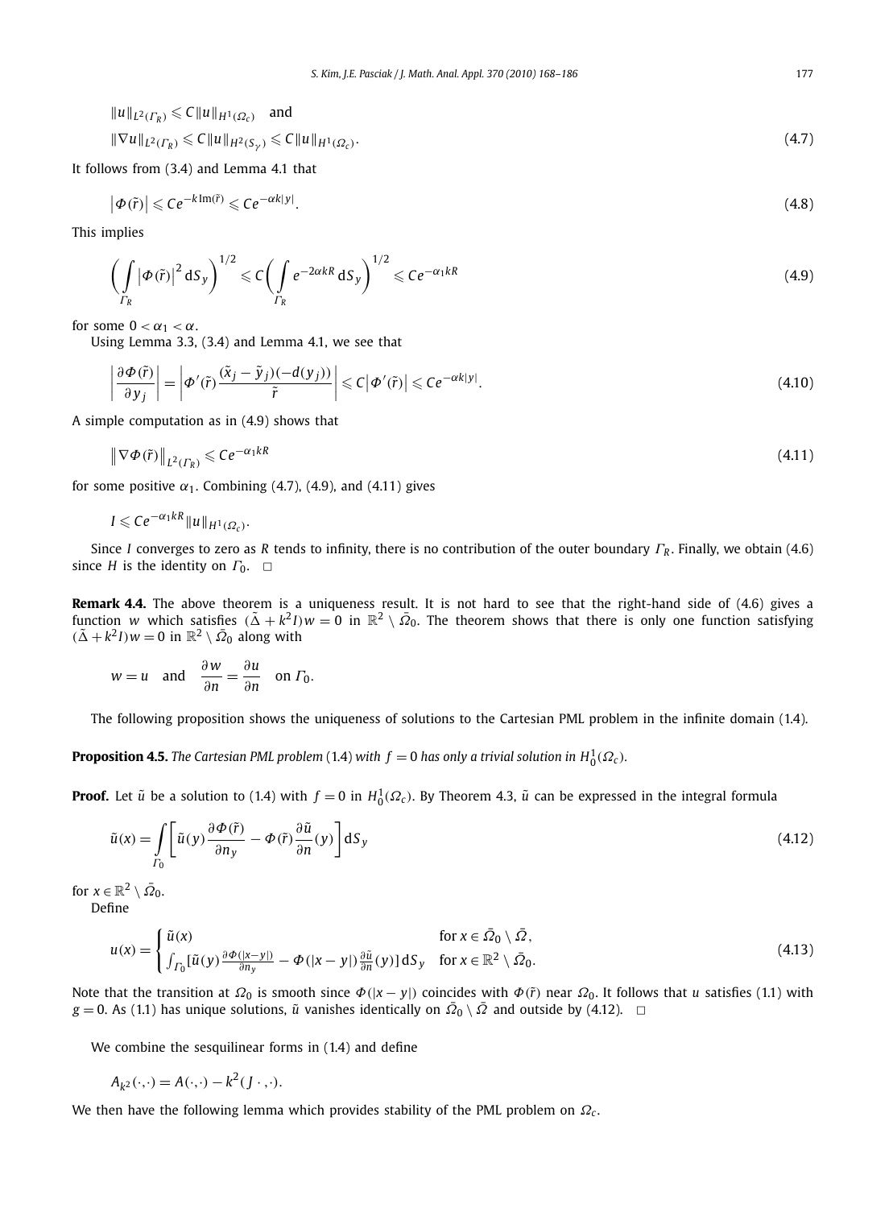$$\|u\|_{L^2(\Gamma_R)} \leqslant C\|u\|_{H^1(\Omega_c)} \quad \text{and}$$

$$\|\nabla u\|_{L^2(\Gamma_R)} \leqslant C\|u\|_{H^2(S_{\gamma'})} \leqslant C\|u\|_{H^1(\Omega_c)}. \tag{4.7}$$

It follows from (3.4) and Lemma 4.1 that

$$\left|\Phi(\tilde{r})\right| \leqslant Ce^{-k\,\mathrm{Im}(\tilde{r})} \leqslant Ce^{-\alpha k|y|}. \tag{4.8}$$

This implies

$$\left(\int_{\Gamma_R} \left|\Phi(\tilde{r})\right|^2 \mathrm{d}S_y\right)^{1/2} \leqslant C\left(\int_{\Gamma_R} e^{-2\alpha kR}\,\mathrm{d}S_y\right)^{1/2} \leqslant Ce^{-\alpha_1 kR} \tag{4.9}$$

for some $0 < \alpha_1 < \alpha$.

Using Lemma 3.3, (3.4) and Lemma 4.1, we see that

$$\left|\frac{\partial \Phi(\tilde{r})}{\partial y_j}\right| = \left|\Phi'(\tilde{r})\frac{(\tilde{x}_j - \tilde{y}_j)(-d(y_j))}{\tilde{r}}\right| \leqslant C\left|\Phi'(\tilde{r})\right| \leqslant Ce^{-\alpha k|y|}. \tag{4.10}$$

A simple computation as in (4.9) shows that

$$\left\|\nabla\Phi(\tilde{r})\right\|_{L^2(\Gamma_R)} \leqslant Ce^{-\alpha_1 kR} \tag{4.11}$$

for some positive $\alpha_1$. Combining (4.7), (4.9), and (4.11) gives

$$I \leqslant Ce^{-\alpha_1 kR}\|u\|_{H^1(\Omega_c)}.$$

Since $I$ converges to zero as $R$ tends to infinity, there is no contribution of the outer boundary $\Gamma_R$. Finally, we obtain (4.6) since $H$ is the identity on $\Gamma_0$. $\square$

**Remark 4.4.** The above theorem is a uniqueness result. It is not hard to see that the right-hand side of (4.6) gives a function $w$ which satisfies $(\tilde{\Delta} + k^2 I)w = 0$ in $\mathbb{R}^2 \setminus \bar{\Omega}_0$. The theorem shows that there is only one function satisfying $(\tilde{\Delta} + k^2 I)w = 0$ in $\mathbb{R}^2 \setminus \bar{\Omega}_0$ along with

$$w = u \quad \text{and} \quad \frac{\partial w}{\partial n} = \frac{\partial u}{\partial n} \quad \text{on } \Gamma_0.$$

The following proposition shows the uniqueness of solutions to the Cartesian PML problem in the infinite domain (1.4).

**Proposition 4.5.** *The Cartesian PML problem* (1.4) *with $f = 0$ has only a trivial solution in $H_0^1(\Omega_c)$.*

**Proof.** Let $\tilde{u}$ be a solution to (1.4) with $f = 0$ in $H_0^1(\Omega_c)$. By Theorem 4.3, $\tilde{u}$ can be expressed in the integral formula

$$\tilde{u}(x) = \int_{\Gamma_0} \left[\tilde{u}(y)\frac{\partial \Phi(\tilde{r})}{\partial n_y} - \Phi(\tilde{r})\frac{\partial \tilde{u}}{\partial n}(y)\right]\mathrm{d}S_y \tag{4.12}$$

for $x \in \mathbb{R}^2 \setminus \bar{\Omega}_0$.

Define

$$u(x) = \begin{cases} \tilde{u}(x) & \text{for } x \in \bar{\Omega}_0 \setminus \bar{\Omega}, \\ \int_{\Gamma_0} [\tilde{u}(y)\frac{\partial \Phi(|x-y|)}{\partial n_y} - \Phi(|x-y|)\frac{\partial \tilde{u}}{\partial n}(y)]\,\mathrm{d}S_y & \text{for } x \in \mathbb{R}^2 \setminus \bar{\Omega}_0. \end{cases} \tag{4.13}$$

Note that the transition at $\Omega_0$ is smooth since $\Phi(|x-y|)$ coincides with $\Phi(\tilde{r})$ near $\Omega_0$. It follows that $u$ satisfies (1.1) with $g = 0$. As (1.1) has unique solutions, $\tilde{u}$ vanishes identically on $\bar{\Omega}_0 \setminus \bar{\Omega}$ and outside by (4.12). $\square$

We combine the sesquilinear forms in (1.4) and define

$$A_{k^2}(\cdot,\cdot) = A(\cdot,\cdot) - k^2(J\,\cdot,\cdot).$$

We then have the following lemma which provides stability of the PML problem on $\Omega_c$.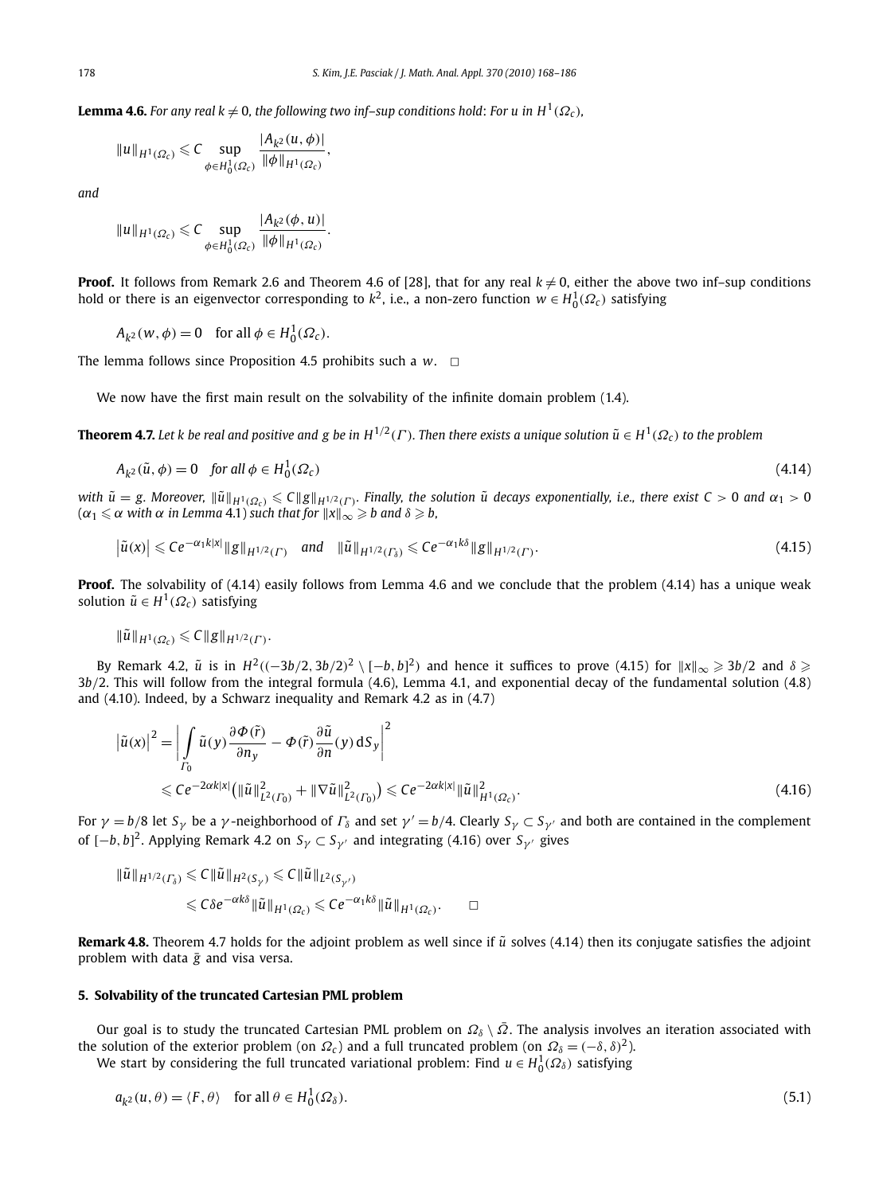**Lemma 4.6.** *For any real $k \neq 0$, the following two inf–sup conditions hold: For $u$ in $H^1(\Omega_c)$,*

$$\|u\|_{H^1(\Omega_c)} \leqslant C \sup_{\phi \in H_0^1(\Omega_c)} \frac{|A_{k^2}(u,\phi)|}{\|\phi\|_{H^1(\Omega_c)}},$$

*and*

$$\|u\|_{H^1(\Omega_c)} \leqslant C \sup_{\phi \in H_0^1(\Omega_c)} \frac{|A_{k^2}(\phi,u)|}{\|\phi\|_{H^1(\Omega_c)}}.$$

**Proof.** It follows from Remark 2.6 and Theorem 4.6 of [28], that for any real $k \neq 0$, either the above two inf–sup conditions hold or there is an eigenvector corresponding to $k^2$, i.e., a non-zero function $w \in H_0^1(\Omega_c)$ satisfying

$$A_{k^2}(w,\phi) = 0 \quad \text{for all } \phi \in H_0^1(\Omega_c).$$

The lemma follows since Proposition 4.5 prohibits such a $w$. $\square$

We now have the first main result on the solvability of the infinite domain problem (1.4).

**Theorem 4.7.** *Let $k$ be real and positive and $g$ be in $H^{1/2}(\Gamma)$. Then there exists a unique solution $\tilde{u} \in H^1(\Omega_c)$ to the problem*

$$A_{k^2}(\tilde{u},\phi) = 0 \quad \text{for all } \phi \in H_0^1(\Omega_c) \tag{4.14}$$

*with $\tilde{u} = g$. Moreover, $\|\tilde{u}\|_{H^1(\Omega_c)} \leqslant C\|g\|_{H^{1/2}(\Gamma)}$. Finally, the solution $\tilde{u}$ decays exponentially, i.e., there exist $C > 0$ and $\alpha_1 > 0$ ($\alpha_1 \leqslant \alpha$ with $\alpha$ in Lemma 4.1) such that for $\|x\|_\infty \geqslant b$ and $\delta \geqslant b$,*

$$\left|\tilde{u}(x)\right| \leqslant Ce^{-\alpha_1 k|x|}\|g\|_{H^{1/2}(\Gamma)} \quad \text{and} \quad \|\tilde{u}\|_{H^{1/2}(\Gamma_\delta)} \leqslant Ce^{-\alpha_1 k\delta}\|g\|_{H^{1/2}(\Gamma)}. \tag{4.15}$$

**Proof.** The solvability of (4.14) easily follows from Lemma 4.6 and we conclude that the problem (4.14) has a unique weak solution $\tilde{u} \in H^1(\Omega_c)$ satisfying

$$\|\tilde{u}\|_{H^1(\Omega_c)} \leqslant C\|g\|_{H^{1/2}(\Gamma)}.$$

By Remark 4.2, $\tilde{u}$ is in $H^2((-3b/2, 3b/2)^2 \setminus [-b,b]^2)$ and hence it suffices to prove (4.15) for $\|x\|_\infty \geqslant 3b/2$ and $\delta \geqslant 3b/2$. This will follow from the integral formula (4.6), Lemma 4.1, and exponential decay of the fundamental solution (4.8) and (4.10). Indeed, by a Schwarz inequality and Remark 4.2 as in (4.7)

$$\begin{aligned}
\left|\tilde{u}(x)\right|^2 &= \left| \int_{\Gamma_0} \tilde{u}(y)\frac{\partial \Phi(\tilde{r})}{\partial n_y} - \Phi(\tilde{r})\frac{\partial \tilde{u}}{\partial n}(y)\, dS_y \right|^2 \\
&\leqslant Ce^{-2\alpha k|x|}\left(\|\tilde{u}\|_{L^2(\Gamma_0)}^2 + \|\nabla \tilde{u}\|_{L^2(\Gamma_0)}^2\right) \leqslant Ce^{-2\alpha k|x|}\|\tilde{u}\|_{H^1(\Omega_c)}^2.
\end{aligned} \tag{4.16}$$

For $\gamma = b/8$ let $S_\gamma$ be a $\gamma$-neighborhood of $\Gamma_\delta$ and set $\gamma' = b/4$. Clearly $S_\gamma \subset S_{\gamma'}$ and both are contained in the complement of $[-b,b]^2$. Applying Remark 4.2 on $S_\gamma \subset S_{\gamma'}$ and integrating (4.16) over $S_{\gamma'}$ gives

$$\begin{aligned}
\|\tilde{u}\|_{H^{1/2}(\Gamma_\delta)} &\leqslant C\|\tilde{u}\|_{H^2(S_\gamma)} \leqslant C\|\tilde{u}\|_{L^2(S_{\gamma'})} \\
&\leqslant C\delta e^{-\alpha k\delta}\|\tilde{u}\|_{H^1(\Omega_c)} \leqslant Ce^{-\alpha_1 k\delta}\|\tilde{u}\|_{H^1(\Omega_c)}. \qquad \square
\end{aligned}$$

**Remark 4.8.** Theorem 4.7 holds for the adjoint problem as well since if $\tilde{u}$ solves (4.14) then its conjugate satisfies the adjoint problem with data $\bar{g}$ and visa versa.

## 5. Solvability of the truncated Cartesian PML problem

Our goal is to study the truncated Cartesian PML problem on $\Omega_\delta \setminus \bar{\Omega}$. The analysis involves an iteration associated with the solution of the exterior problem (on $\Omega_c$) and a full truncated problem (on $\Omega_\delta = (-\delta,\delta)^2$).

We start by considering the full truncated variational problem: Find $u \in H_0^1(\Omega_\delta)$ satisfying

$$a_{k^2}(u,\theta) = \langle F,\theta\rangle \quad \text{for all } \theta \in H_0^1(\Omega_\delta). \tag{5.1}$$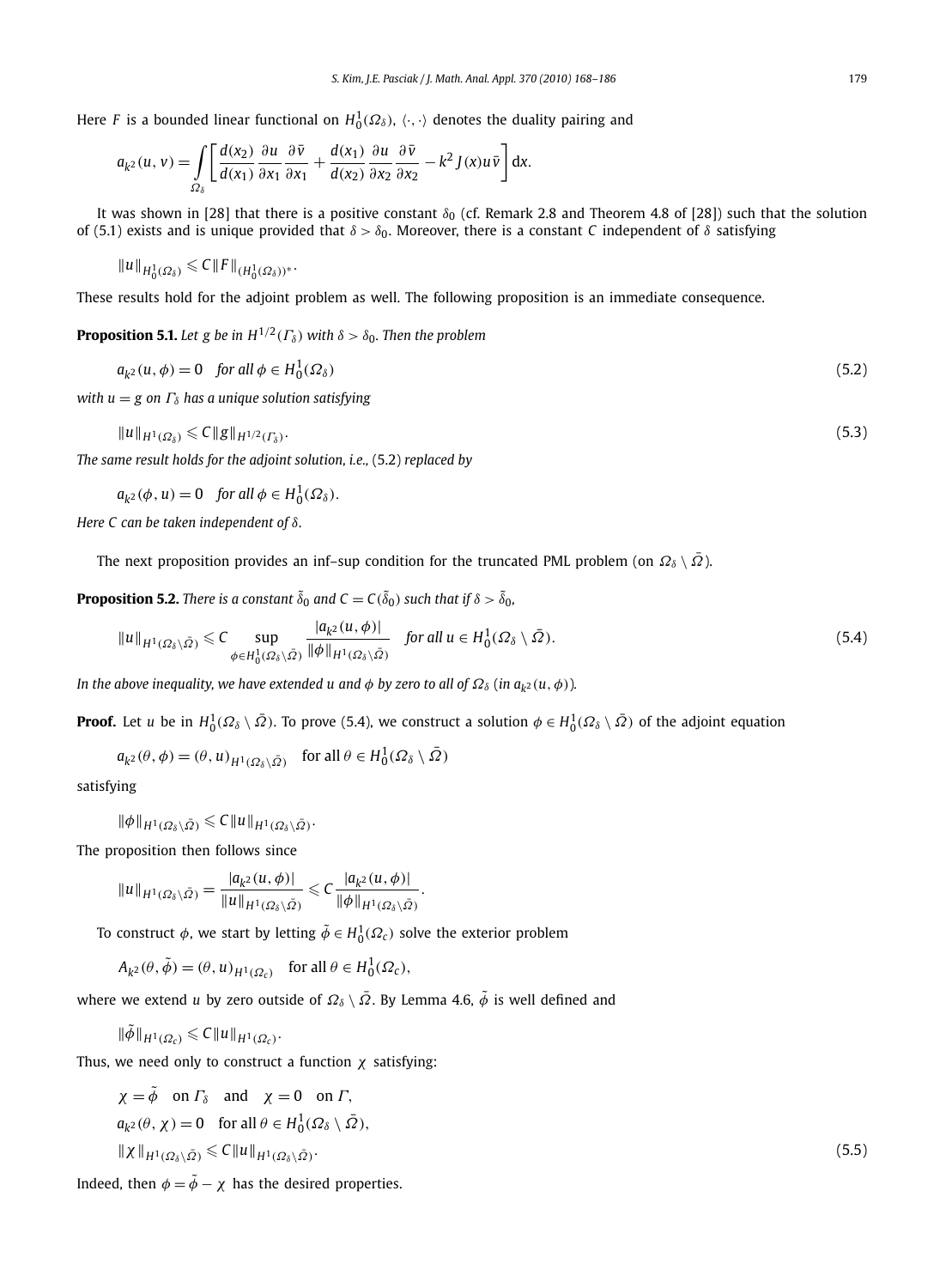Here $F$ is a bounded linear functional on $H_0^1(\Omega_\delta)$, $\langle\cdot,\cdot\rangle$ denotes the duality pairing and

$$a_{k^2}(u,v) = \int\limits_{\Omega_\delta} \left[ \frac{d(x_2)}{d(x_1)} \frac{\partial u}{\partial x_1} \frac{\partial \bar{v}}{\partial x_1} + \frac{d(x_1)}{d(x_2)} \frac{\partial u}{\partial x_2} \frac{\partial \bar{v}}{\partial x_2} - k^2 J(x) u \bar{v} \right] dx.$$

It was shown in [28] that there is a positive constant $\delta_0$ (cf. Remark 2.8 and Theorem 4.8 of [28]) such that the solution of (5.1) exists and is unique provided that $\delta > \delta_0$. Moreover, there is a constant $C$ independent of $\delta$ satisfying

$$\|u\|_{H_0^1(\Omega_\delta)} \leqslant C\|F\|_{(H_0^1(\Omega_\delta))^*}.$$

These results hold for the adjoint problem as well. The following proposition is an immediate consequence.

**Proposition 5.1.** *Let $g$ be in $H^{1/2}(\Gamma_\delta)$ with $\delta > \delta_0$. Then the problem*

$$a_{k^2}(u,\phi) = 0 \quad \text{for all } \phi \in H_0^1(\Omega_\delta) \tag{5.2}$$

*with $u = g$ on $\Gamma_\delta$ has a unique solution satisfying*

$$\|u\|_{H^1(\Omega_\delta)} \leqslant C\|g\|_{H^{1/2}(\Gamma_\delta)}. \tag{5.3}$$

*The same result holds for the adjoint solution, i.e.,* (5.2) *replaced by*

$$a_{k^2}(\phi,u) = 0 \quad \text{for all } \phi \in H_0^1(\Omega_\delta).$$

*Here $C$ can be taken independent of $\delta$.*

The next proposition provides an inf–sup condition for the truncated PML problem (on $\Omega_\delta \setminus \bar{\Omega}$).

**Proposition 5.2.** *There is a constant $\tilde{\delta}_0$ and $C = C(\tilde{\delta}_0)$ such that if $\delta > \tilde{\delta}_0$,*

$$\|u\|_{H^1(\Omega_\delta\setminus\bar{\Omega})} \leqslant C \sup_{\phi \in H_0^1(\Omega_\delta\setminus\bar{\Omega})} \frac{|a_{k^2}(u,\phi)|}{\|\phi\|_{H^1(\Omega_\delta\setminus\bar{\Omega})}} \quad \text{for all } u \in H_0^1(\Omega_\delta \setminus \bar{\Omega}). \tag{5.4}$$

*In the above inequality, we have extended $u$ and $\phi$ by zero to all of $\Omega_\delta$ (in $a_{k^2}(u,\phi)$).*

**Proof.** Let $u$ be in $H_0^1(\Omega_\delta \setminus \bar{\Omega})$. To prove (5.4), we construct a solution $\phi \in H_0^1(\Omega_\delta \setminus \bar{\Omega})$ of the adjoint equation

$$a_{k^2}(\theta,\phi) = (\theta,u)_{H^1(\Omega_\delta\setminus\bar{\Omega})} \quad \text{for all } \theta \in H_0^1(\Omega_\delta \setminus \bar{\Omega})$$

satisfying

$$\|\phi\|_{H^1(\Omega_\delta\setminus\bar{\Omega})} \leqslant C\|u\|_{H^1(\Omega_\delta\setminus\bar{\Omega})}.$$

The proposition then follows since

$$\|u\|_{H^1(\Omega_\delta\setminus\bar{\Omega})} = \frac{|a_{k^2}(u,\phi)|}{\|u\|_{H^1(\Omega_\delta\setminus\bar{\Omega})}} \leqslant C\frac{|a_{k^2}(u,\phi)|}{\|\phi\|_{H^1(\Omega_\delta\setminus\bar{\Omega})}}.$$

To construct $\phi$, we start by letting $\tilde{\phi} \in H_0^1(\Omega_c)$ solve the exterior problem

$$A_{k^2}(\theta,\tilde{\phi}) = (\theta,u)_{H^1(\Omega_c)} \quad \text{for all } \theta \in H_0^1(\Omega_c),$$

where we extend $u$ by zero outside of $\Omega_\delta \setminus \bar{\Omega}$. By Lemma 4.6, $\tilde{\phi}$ is well defined and

$$\|\tilde{\phi}\|_{H^1(\Omega_c)} \leqslant C\|u\|_{H^1(\Omega_c)}.$$

Thus, we need only to construct a function $\chi$ satisfying:

$$\begin{aligned}
&\chi = \tilde{\phi} \quad \text{on } \Gamma_\delta \quad \text{and} \quad \chi = 0 \quad \text{on } \Gamma,\\
&a_{k^2}(\theta,\chi) = 0 \quad \text{for all } \theta \in H_0^1(\Omega_\delta \setminus \bar{\Omega}),\\
&\|\chi\|_{H^1(\Omega_\delta\setminus\bar{\Omega})} \leqslant C\|u\|_{H^1(\Omega_\delta\setminus\bar{\Omega})}.
\end{aligned} \tag{5.5}$$

Indeed, then $\phi = \tilde{\phi} - \chi$ has the desired properties.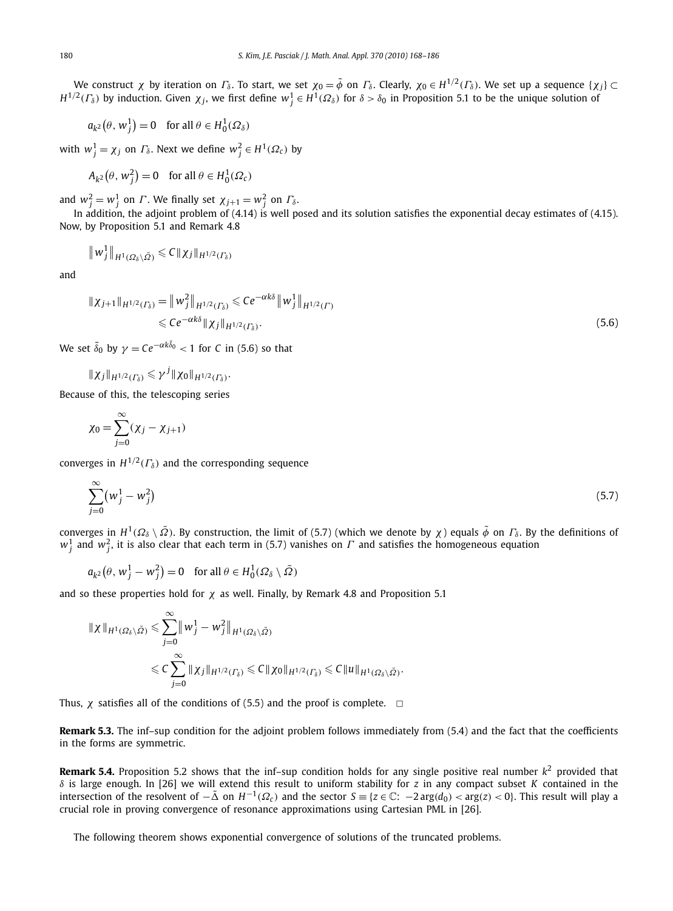We construct $\chi$ by iteration on $\Gamma_\delta$. To start, we set $\chi_0 = \tilde{\phi}$ on $\Gamma_\delta$. Clearly, $\chi_0 \in H^{1/2}(\Gamma_\delta)$. We set up a sequence $\{\chi_j\} \subset H^{1/2}(\Gamma_\delta)$ by induction. Given $\chi_j$, we first define $w_j^1 \in H^1(\Omega_\delta)$ for $\delta > \delta_0$ in Proposition 5.1 to be the unique solution of

$$a_{k^2}\big(\theta, w_j^1\big) = 0 \quad \text{for all } \theta \in H_0^1(\Omega_\delta)$$

with $w_j^1 = \chi_j$ on $\Gamma_\delta$. Next we define $w_j^2 \in H^1(\Omega_c)$ by

$$A_{k^2}\big(\theta, w_j^2\big) = 0 \quad \text{for all } \theta \in H_0^1(\Omega_c)$$

and $w_j^2 = w_j^1$ on $\Gamma$. We finally set $\chi_{j+1} = w_j^2$ on $\Gamma_\delta$.

In addition, the adjoint problem of (4.14) is well posed and its solution satisfies the exponential decay estimates of (4.15). Now, by Proposition 5.1 and Remark 4.8

$$\big\|w_j^1\big\|_{H^1(\Omega_\delta \setminus \bar{\Omega})} \leqslant C\|\chi_j\|_{H^{1/2}(\Gamma_\delta)}$$

and

$$\begin{aligned} \|\chi_{j+1}\|_{H^{1/2}(\Gamma_\delta)} = \big\|w_j^2\big\|_{H^{1/2}(\Gamma_\delta)} &\leqslant Ce^{-\alpha k\delta}\big\|w_j^1\big\|_{H^{1/2}(\Gamma)} \\ &\leqslant Ce^{-\alpha k\delta}\|\chi_j\|_{H^{1/2}(\Gamma_\delta)}. \end{aligned} \tag{5.6}$$

We set $\tilde{\delta}_0$ by $\gamma = Ce^{-\alpha k\tilde{\delta}_0} < 1$ for $C$ in (5.6) so that

$$\|\chi_j\|_{H^{1/2}(\Gamma_\delta)} \leqslant \gamma^j\|\chi_0\|_{H^{1/2}(\Gamma_\delta)}.$$

Because of this, the telescoping series

$$\chi_0 = \sum_{j=0}^{\infty}(\chi_j - \chi_{j+1})$$

converges in $H^{1/2}(\Gamma_\delta)$ and the corresponding sequence

$$\sum_{j=0}^{\infty}\big(w_j^1 - w_j^2\big) \tag{5.7}$$

converges in $H^1(\Omega_\delta \setminus \bar{\Omega})$. By construction, the limit of (5.7) (which we denote by $\chi$) equals $\tilde{\phi}$ on $\Gamma_\delta$. By the definitions of $w_j^1$ and $w_j^2$, it is also clear that each term in (5.7) vanishes on $\Gamma$ and satisfies the homogeneous equation

$$a_{k^2}\big(\theta, w_j^1 - w_j^2\big) = 0 \quad \text{for all } \theta \in H_0^1(\Omega_\delta \setminus \bar{\Omega})$$

and so these properties hold for $\chi$ as well. Finally, by Remark 4.8 and Proposition 5.1

$$\begin{aligned} \|\chi\|_{H^1(\Omega_\delta \setminus \bar{\Omega})} &\leqslant \sum_{j=0}^{\infty}\big\|w_j^1 - w_j^2\big\|_{H^1(\Omega_\delta \setminus \bar{\Omega})} \\ &\leqslant C\sum_{j=0}^{\infty}\|\chi_j\|_{H^{1/2}(\Gamma_\delta)} \leqslant C\|\chi_0\|_{H^{1/2}(\Gamma_\delta)} \leqslant C\|u\|_{H^1(\Omega_\delta \setminus \bar{\Omega})}. \end{aligned}$$

Thus, $\chi$ satisfies all of the conditions of (5.5) and the proof is complete. $\square$

**Remark 5.3.** The inf–sup condition for the adjoint problem follows immediately from (5.4) and the fact that the coefficients in the forms are symmetric.

**Remark 5.4.** Proposition 5.2 shows that the inf–sup condition holds for any single positive real number $k^2$ provided that $\delta$ is large enough. In [26] we will extend this result to uniform stability for $z$ in any compact subset $K$ contained in the intersection of the resolvent of $-\tilde{\Delta}$ on $H^{-1}(\Omega_c)$ and the sector $S \equiv \{z \in \mathbb{C}\colon\ -2\arg(d_0) < \arg(z) < 0\}$. This result will play a crucial role in proving convergence of resonance approximations using Cartesian PML in [26].

The following theorem shows exponential convergence of solutions of the truncated problems.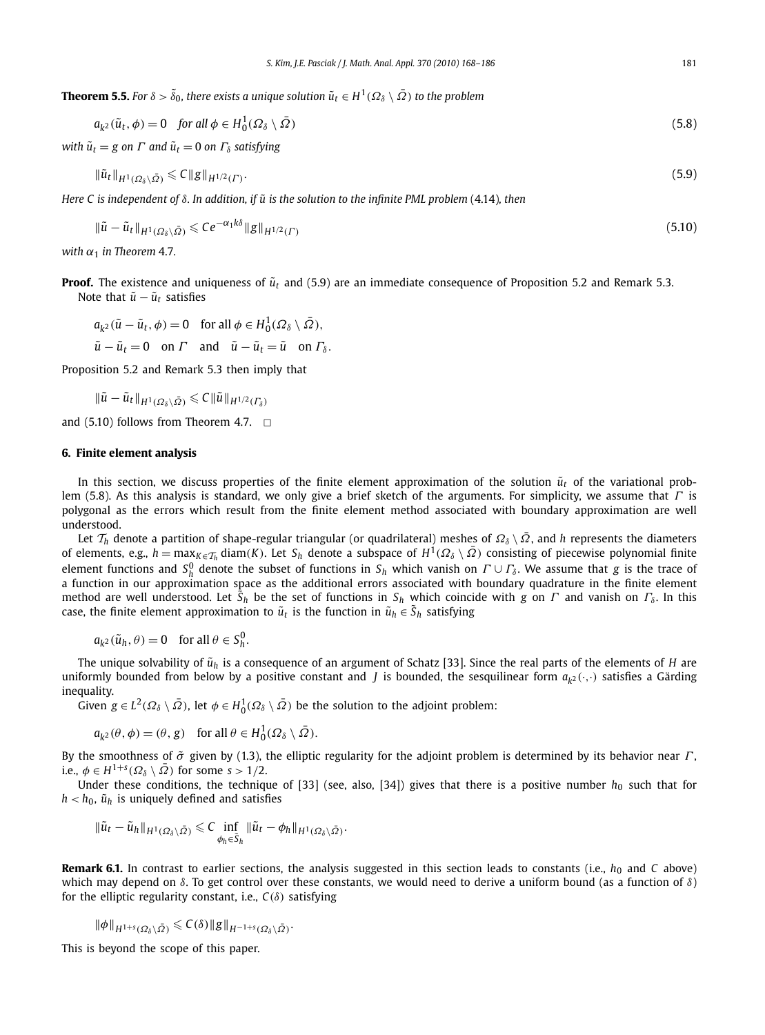**Theorem 5.5.** *For $\delta > \tilde{\delta}_0$, there exists a unique solution $\tilde{u}_t \in H^1(\Omega_\delta \setminus \bar{\Omega})$ to the problem*

$$a_{k^2}(\tilde{u}_t, \phi) = 0 \quad \text{for all } \phi \in H_0^1(\Omega_\delta \setminus \bar{\Omega}) \tag{5.8}$$

*with $\tilde{u}_t = g$ on $\Gamma$ and $\tilde{u}_t = 0$ on $\Gamma_\delta$ satisfying*

$$\|\tilde{u}_t\|_{H^1(\Omega_\delta \setminus \bar{\Omega})} \leqslant C\|g\|_{H^{1/2}(\Gamma)}. \tag{5.9}$$

*Here $C$ is independent of $\delta$. In addition, if $\tilde{u}$ is the solution to the infinite PML problem* (4.14)*, then*

$$\|\tilde{u} - \tilde{u}_t\|_{H^1(\Omega_\delta \setminus \bar{\Omega})} \leqslant Ce^{-\alpha_1 k\delta}\|g\|_{H^{1/2}(\Gamma)} \tag{5.10}$$

*with $\alpha_1$ in Theorem* 4.7*.*

**Proof.** The existence and uniqueness of $\tilde{u}_t$ and (5.9) are an immediate consequence of Proposition 5.2 and Remark 5.3.

Note that $\tilde{u} - \tilde{u}_t$ satisfies

$$a_{k^2}(\tilde{u} - \tilde{u}_t, \phi) = 0 \quad \text{for all } \phi \in H_0^1(\Omega_\delta \setminus \bar{\Omega}),$$

$$\tilde{u} - \tilde{u}_t = 0 \quad \text{on } \Gamma \quad \text{and} \quad \tilde{u} - \tilde{u}_t = \tilde{u} \quad \text{on } \Gamma_\delta.$$

Proposition 5.2 and Remark 5.3 then imply that

$$\|\tilde{u} - \tilde{u}_t\|_{H^1(\Omega_\delta \setminus \bar{\Omega})} \leqslant C\|\tilde{u}\|_{H^{1/2}(\Gamma_\delta)}$$

and (5.10) follows from Theorem 4.7. $\square$

## 6. Finite element analysis

In this section, we discuss properties of the finite element approximation of the solution $\tilde{u}_t$ of the variational problem (5.8). As this analysis is standard, we only give a brief sketch of the arguments. For simplicity, we assume that $\Gamma$ is polygonal as the errors which result from the finite element method associated with boundary approximation are well understood.

Let $\mathcal{T}_h$ denote a partition of shape-regular triangular (or quadrilateral) meshes of $\Omega_\delta \setminus \bar{\Omega}$, and $h$ represents the diameters of elements, e.g., $h = \max_{K \in \mathcal{T}_h} \operatorname{diam}(K)$. Let $S_h$ denote a subspace of $H^1(\Omega_\delta \setminus \bar{\Omega})$ consisting of piecewise polynomial finite element functions and $S_h^0$ denote the subset of functions in $S_h$ which vanish on $\Gamma \cup \Gamma_\delta$. We assume that $g$ is the trace of a function in our approximation space as the additional errors associated with boundary quadrature in the finite element method are well understood. Let $\tilde{S}_h$ be the set of functions in $S_h$ which coincide with $g$ on $\Gamma$ and vanish on $\Gamma_\delta$. In this case, the finite element approximation to $\tilde{u}_t$ is the function in $\tilde{u}_h \in \tilde{S}_h$ satisfying

$$a_{k^2}(\tilde{u}_h, \theta) = 0 \quad \text{for all } \theta \in S_h^0.$$

The unique solvability of $\tilde{u}_h$ is a consequence of an argument of Schatz [33]. Since the real parts of the elements of $H$ are uniformly bounded from below by a positive constant and $J$ is bounded, the sesquilinear form $a_{k^2}(\cdot,\cdot)$ satisfies a Gärding inequality.

Given $g \in L^2(\Omega_\delta \setminus \bar{\Omega})$, let $\phi \in H_0^1(\Omega_\delta \setminus \bar{\Omega})$ be the solution to the adjoint problem:

$$a_{k^2}(\theta, \phi) = (\theta, g) \quad \text{for all } \theta \in H_0^1(\Omega_\delta \setminus \bar{\Omega}).$$

By the smoothness of $\tilde{\sigma}$ given by (1.3), the elliptic regularity for the adjoint problem is determined by its behavior near $\Gamma$, i.e., $\phi \in H^{1+s}(\Omega_\delta \setminus \bar{\Omega})$ for some $s > 1/2$.

Under these conditions, the technique of [33] (see, also, [34]) gives that there is a positive number $h_0$ such that for $h < h_0$, $\tilde{u}_h$ is uniquely defined and satisfies

$$\|\tilde{u}_t - \tilde{u}_h\|_{H^1(\Omega_\delta \setminus \bar{\Omega})} \leqslant C \inf_{\phi_h \in \tilde{S}_h} \|\tilde{u}_t - \phi_h\|_{H^1(\Omega_\delta \setminus \bar{\Omega})}.$$

**Remark 6.1.** In contrast to earlier sections, the analysis suggested in this section leads to constants (i.e., $h_0$ and $C$ above) which may depend on $\delta$. To get control over these constants, we would need to derive a uniform bound (as a function of $\delta$) for the elliptic regularity constant, i.e., $C(\delta)$ satisfying

$$\|\phi\|_{H^{1+s}(\Omega_\delta \setminus \bar{\Omega})} \leqslant C(\delta)\|g\|_{H^{-1+s}(\Omega_\delta \setminus \bar{\Omega})}.$$

This is beyond the scope of this paper.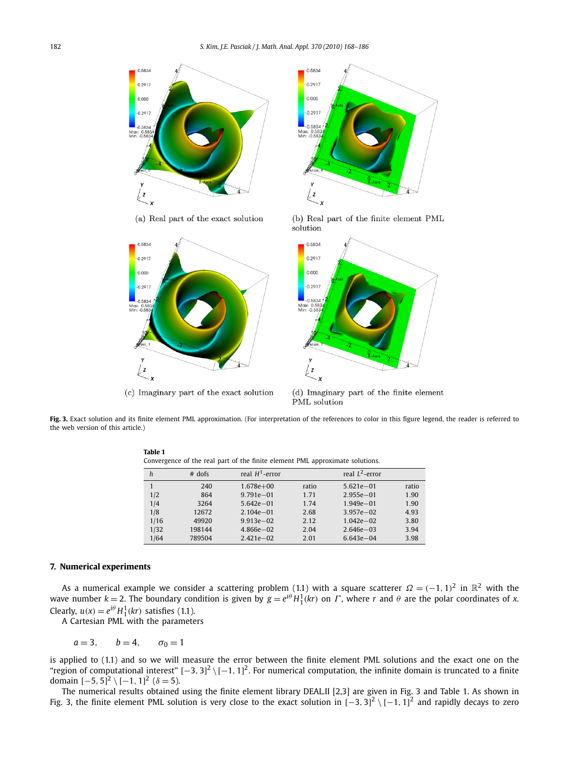(a) Real part of the exact solution

(b) Real part of the finite element PML solution

(c) Imaginary part of the exact solution

(d) Imaginary part of the finite element PML solution

**Fig. 3.** Exact solution and its finite element PML approximation. (For interpretation of the references to color in this figure legend, the reader is referred to the web version of this article.)

**Table 1**
Convergence of the real part of the finite element PML approximate solutions.

| $h$ | # dofs | real $H^1$-error | | real $L^2$-error | |
|---|---|---|---|---|---|
| 1 | 240 | 1.678e+00 | ratio | 5.621e−01 | ratio |
| 1/2 | 864 | 9.791e−01 | 1.71 | 2.955e−01 | 1.90 |
| 1/4 | 3264 | 5.642e−01 | 1.74 | 1.949e−01 | 1.90 |
| 1/8 | 12672 | 2.104e−01 | 2.68 | 3.957e−02 | 4.93 |
| 1/16 | 49920 | 9.913e−02 | 2.12 | 1.042e−02 | 3.80 |
| 1/32 | 198144 | 4.866e−02 | 2.04 | 2.646e−03 | 3.94 |
| 1/64 | 789504 | 2.421e−02 | 2.01 | 6.643e−04 | 3.98 |

## 7. Numerical experiments

As a numerical example we consider a scattering problem (1.1) with a square scatterer $\Omega = (-1, 1)^2$ in $\mathbb{R}^2$ with the wave number $k = 2$. The boundary condition is given by $g = e^{i\theta} H_1^1(kr)$ on $\Gamma$, where $r$ and $\theta$ are the polar coordinates of $x$. Clearly, $u(x) = e^{i\theta} H_1^1(kr)$ satisfies (1.1).

A Cartesian PML with the parameters

$$a = 3, \qquad b = 4, \qquad \sigma_0 = 1$$

is applied to (1.1) and so we will measure the error between the finite element PML solutions and the exact one on the "region of computational interest" $[-3, 3]^2 \setminus [-1, 1]^2$. For numerical computation, the infinite domain is truncated to a finite domain $[-5, 5]^2 \setminus [-1, 1]^2$ ($\delta = 5$).

The numerical results obtained using the finite element library DEAL.II [2,3] are given in Fig. 3 and Table 1. As shown in Fig. 3, the finite element PML solution is very close to the exact solution in $[-3, 3]^2 \setminus [-1, 1]^2$ and rapidly decays to zero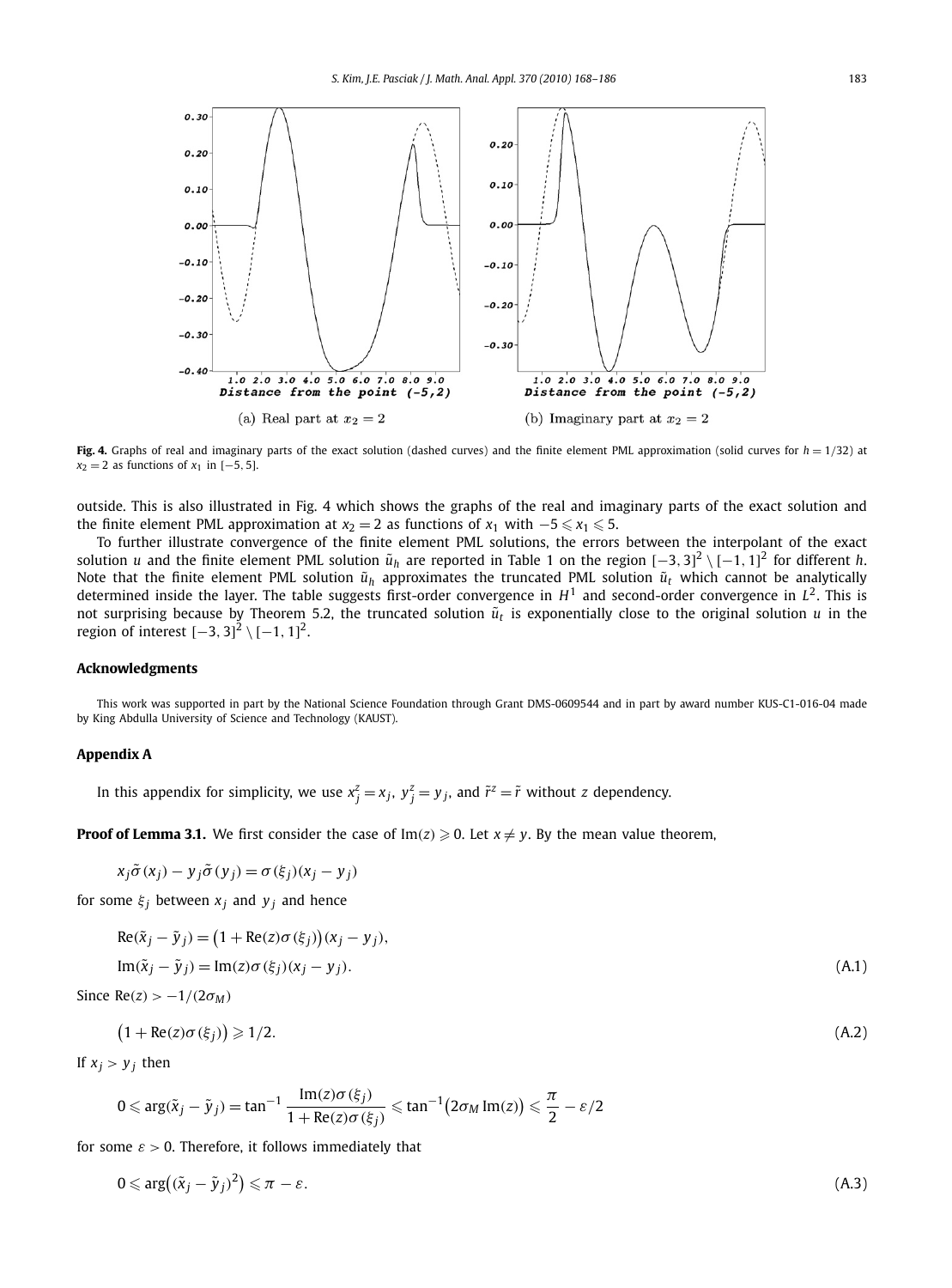(a) Real part at $x_2 = 2$

(b) Imaginary part at $x_2 = 2$

**Fig. 4.** Graphs of real and imaginary parts of the exact solution (dashed curves) and the finite element PML approximation (solid curves for $h = 1/32$) at $x_2 = 2$ as functions of $x_1$ in $[-5, 5]$.

outside. This is also illustrated in Fig. 4 which shows the graphs of the real and imaginary parts of the exact solution and the finite element PML approximation at $x_2 = 2$ as functions of $x_1$ with $-5 \leqslant x_1 \leqslant 5$.

To further illustrate convergence of the finite element PML solutions, the errors between the interpolant of the exact solution $u$ and the finite element PML solution $\tilde{u}_h$ are reported in Table 1 on the region $[-3, 3]^2 \setminus [-1, 1]^2$ for different $h$. Note that the finite element PML solution $\tilde{u}_h$ approximates the truncated PML solution $\tilde{u}_t$ which cannot be analytically determined inside the layer. The table suggests first-order convergence in $H^1$ and second-order convergence in $L^2$. This is not surprising because by Theorem 5.2, the truncated solution $\tilde{u}_t$ is exponentially close to the original solution $u$ in the region of interest $[-3, 3]^2 \setminus [-1, 1]^2$.

## Acknowledgments

This work was supported in part by the National Science Foundation through Grant DMS-0609544 and in part by award number KUS-C1-016-04 made by King Abdulla University of Science and Technology (KAUST).

## Appendix A

In this appendix for simplicity, we use $x_j^z = x_j$, $y_j^z = y_j$, and $\tilde{r}^z = \tilde{r}$ without $z$ dependency.

**Proof of Lemma 3.1.** We first consider the case of $\mathrm{Im}(z) \geqslant 0$. Let $x \neq y$. By the mean value theorem,

$$x_j \tilde{\sigma}(x_j) - y_j \tilde{\sigma}(y_j) = \sigma(\xi_j)(x_j - y_j)$$

for some $\xi_j$ between $x_j$ and $y_j$ and hence

$$\begin{aligned}
&\mathrm{Re}(\tilde{x}_j - \tilde{y}_j) = \big(1 + \mathrm{Re}(z)\sigma(\xi_j)\big)(x_j - y_j), \\
&\mathrm{Im}(\tilde{x}_j - \tilde{y}_j) = \mathrm{Im}(z)\sigma(\xi_j)(x_j - y_j).
\end{aligned} \tag{A.1}$$

Since $\mathrm{Re}(z) > -1/(2\sigma_M)$

$$\big(1 + \mathrm{Re}(z)\sigma(\xi_j)\big) \geqslant 1/2. \tag{A.2}$$

If $x_j > y_j$ then

$$0 \leqslant \arg(\tilde{x}_j - \tilde{y}_j) = \tan^{-1} \frac{\mathrm{Im}(z)\sigma(\xi_j)}{1 + \mathrm{Re}(z)\sigma(\xi_j)} \leqslant \tan^{-1}\big(2\sigma_M \,\mathrm{Im}(z)\big) \leqslant \frac{\pi}{2} - \varepsilon/2$$

for some $\varepsilon > 0$. Therefore, it follows immediately that

$$0 \leqslant \arg\big((\tilde{x}_j - \tilde{y}_j)^2\big) \leqslant \pi - \varepsilon. \tag{A.3}$$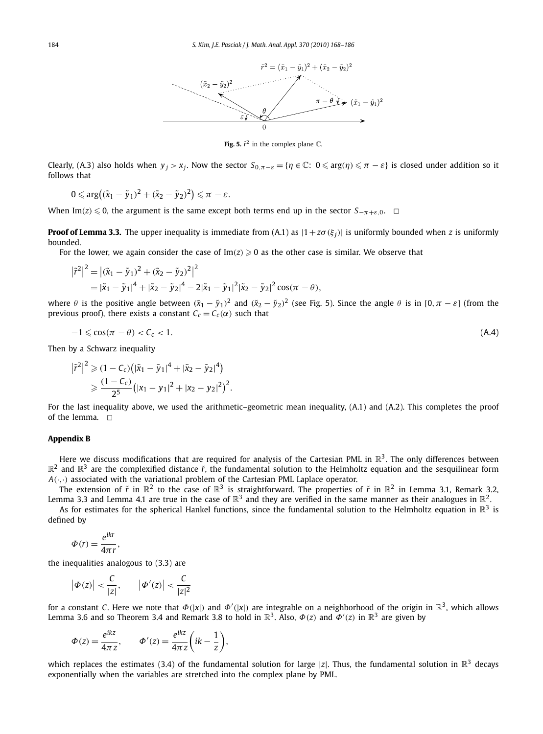**Fig. 5.** $\tilde{r}^2$ in the complex plane $\mathbb{C}$.

Clearly, (A.3) also holds when $y_j > x_j$. Now the sector $S_{0,\pi-\varepsilon} = \{\eta \in \mathbb{C}:\ 0 \leqslant \arg(\eta) \leqslant \pi - \varepsilon\}$ is closed under addition so it follows that

$$0 \leqslant \arg\bigl((\tilde{x}_1 - \tilde{y}_1)^2 + (\tilde{x}_2 - \tilde{y}_2)^2\bigr) \leqslant \pi - \varepsilon.$$

When $\operatorname{Im}(z) \leqslant 0$, the argument is the same except both terms end up in the sector $S_{-\pi+\varepsilon,0}$. $\square$

**Proof of Lemma 3.3.** The upper inequality is immediate from (A.1) as $|1 + z\sigma(\xi_j)|$ is uniformly bounded when $z$ is uniformly bounded.

For the lower, we again consider the case of $\operatorname{Im}(z) \geqslant 0$ as the other case is similar. We observe that

$$\begin{aligned}
\bigl|\tilde{r}^2\bigr|^2 &= \bigl|(\tilde{x}_1 - \tilde{y}_1)^2 + (\tilde{x}_2 - \tilde{y}_2)^2\bigr|^2 \\
&= |\tilde{x}_1 - \tilde{y}_1|^4 + |\tilde{x}_2 - \tilde{y}_2|^4 - 2|\tilde{x}_1 - \tilde{y}_1|^2 |\tilde{x}_2 - \tilde{y}_2|^2 \cos(\pi - \theta),
\end{aligned}$$

where $\theta$ is the positive angle between $(\tilde{x}_1 - \tilde{y}_1)^2$ and $(\tilde{x}_2 - \tilde{y}_2)^2$ (see Fig. 5). Since the angle $\theta$ is in $[0, \pi - \varepsilon]$ (from the previous proof), there exists a constant $C_c = C_c(\alpha)$ such that

$$-1 \leqslant \cos(\pi - \theta) < C_c < 1. \tag{A.4}$$

Then by a Schwarz inequality

$$\begin{aligned}
\bigl|\tilde{r}^2\bigr|^2 &\geqslant (1 - C_c)\bigl(|\tilde{x}_1 - \tilde{y}_1|^4 + |\tilde{x}_2 - \tilde{y}_2|^4\bigr) \\
&\geqslant \frac{(1 - C_c)}{2^5}\bigl(|x_1 - y_1|^2 + |x_2 - y_2|^2\bigr)^2.
\end{aligned}$$

For the last inequality above, we used the arithmetic–geometric mean inequality, (A.1) and (A.2). This completes the proof of the lemma. $\square$

## Appendix B

Here we discuss modifications that are required for analysis of the Cartesian PML in $\mathbb{R}^3$. The only differences between $\mathbb{R}^2$ and $\mathbb{R}^3$ are the complexified distance $\tilde{r}$, the fundamental solution to the Helmholtz equation and the sesquilinear form $A(\cdot,\cdot)$ associated with the variational problem of the Cartesian PML Laplace operator.

The extension of $\tilde{r}$ in $\mathbb{R}^2$ to the case of $\mathbb{R}^3$ is straightforward. The properties of $\tilde{r}$ in $\mathbb{R}^2$ in Lemma 3.1, Remark 3.2, Lemma 3.3 and Lemma 4.1 are true in the case of $\mathbb{R}^3$ and they are verified in the same manner as their analogues in $\mathbb{R}^2$.

As for estimates for the spherical Hankel functions, since the fundamental solution to the Helmholtz equation in $\mathbb{R}^3$ is defined by

$$\Phi(r) = \frac{e^{ikr}}{4\pi r},$$

the inequalities analogous to (3.3) are

$$\bigl|\Phi(z)\bigr| < \frac{C}{|z|}, \qquad \bigl|\Phi'(z)\bigr| < \frac{C}{|z|^2}$$

for a constant $C$. Here we note that $\Phi(|x|)$ and $\Phi'(|x|)$ are integrable on a neighborhood of the origin in $\mathbb{R}^3$, which allows Lemma 3.6 and so Theorem 3.4 and Remark 3.8 to hold in $\mathbb{R}^3$. Also, $\Phi(z)$ and $\Phi'(z)$ in $\mathbb{R}^3$ are given by

$$\Phi(z) = \frac{e^{ikz}}{4\pi z}, \qquad \Phi'(z) = \frac{e^{ikz}}{4\pi z}\left(ik - \frac{1}{z}\right),$$

which replaces the estimates (3.4) of the fundamental solution for large $|z|$. Thus, the fundamental solution in $\mathbb{R}^3$ decays exponentially when the variables are stretched into the complex plane by PML.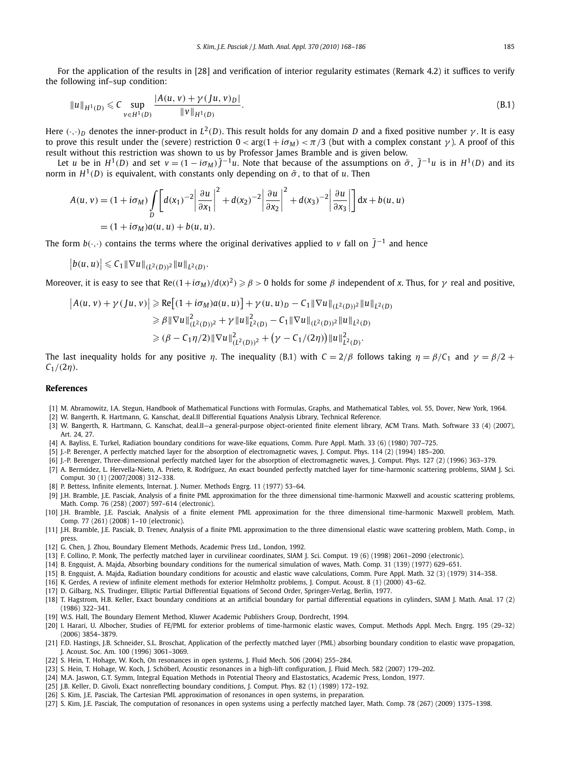For the application of the results in [28] and verification of interior regularity estimates (Remark 4.2) it suffices to verify the following inf–sup condition:

$$\|u\|_{H^1(D)} \leqslant C \sup_{v\in H^1(D)} \frac{|A(u,v) + \gamma (Ju, v)_D|}{\|v\|_{H^1(D)}}. \tag{B.1}$$

Here $(\cdot,\cdot)_D$ denotes the inner-product in $L^2(D)$. This result holds for any domain $D$ and a fixed positive number $\gamma$. It is easy to prove this result under the (severe) restriction $0 < \arg(1 + i\sigma_M) < \pi/3$ (but with a complex constant $\gamma$). A proof of this result without this restriction was shown to us by Professor James Bramble and is given below.

Let $u$ be in $H^1(D)$ and set $v = (1 - i\sigma_M)\bar{J}^{-1}u$. Note that because of the assumptions on $\tilde{\sigma}$, $\bar{J}^{-1}u$ is in $H^1(D)$ and its norm in $H^1(D)$ is equivalent, with constants only depending on $\tilde{\sigma}$, to that of $u$. Then

$$\begin{aligned}
A(u,v) &= (1 + i\sigma_M) \int_D \left[ d(x_1)^{-2} \left| \frac{\partial u}{\partial x_1} \right|^2 + d(x_2)^{-2} \left| \frac{\partial u}{\partial x_2} \right|^2 + d(x_3)^{-2} \left| \frac{\partial u}{\partial x_3} \right| \right] \mathrm{d}x + b(u,u) \\
&= (1 + i\sigma_M) a(u,u) + b(u,u).
\end{aligned}$$

The form $b(\cdot,\cdot)$ contains the terms where the original derivatives applied to $v$ fall on $\bar{J}^{-1}$ and hence

$$\left| b(u,u) \right| \leqslant C_1 \|\nabla u\|_{(L^2(D))^2} \|u\|_{L^2(D)}.$$

Moreover, it is easy to see that $\mathrm{Re}((1+i\sigma_M)/d(x)^2) \geqslant \beta > 0$ holds for some $\beta$ independent of $x$. Thus, for $\gamma$ real and positive,

$$\begin{aligned}
\left| A(u,v) + \gamma (Ju, v) \right| &\geqslant \mathrm{Re}\big[(1 + i\sigma_M) a(u,u)\big] + \gamma (u,u)_D - C_1 \|\nabla u\|_{(L^2(D))^2} \|u\|_{L^2(D)} \\
&\geqslant \beta \|\nabla u\|^2_{(L^2(D))^2} + \gamma \|u\|^2_{L^2(D)} - C_1 \|\nabla u\|_{(L^2(D))^2} \|u\|_{L^2(D)} \\
&\geqslant (\beta - C_1\eta/2) \|\nabla u\|^2_{(L^2(D))^2} + \big(\gamma - C_1/(2\eta)\big) \|u\|^2_{L^2(D)}.
\end{aligned}$$

The last inequality holds for any positive $\eta$. The inequality (B.1) with $C = 2/\beta$ follows taking $\eta = \beta/C_1$ and $\gamma = \beta/2 + C_1/(2\eta)$.

## References

[1] M. Abramowitz, I.A. Stegun, Handbook of Mathematical Functions with Formulas, Graphs, and Mathematical Tables, vol. 55, Dover, New York, 1964.

[2] W. Bangerth, R. Hartmann, G. Kanschat, deal.II Differential Equations Analysis Library, Technical Reference.

[3] W. Bangerth, R. Hartmann, G. Kanschat, deal.II—a general-purpose object-oriented finite element library, ACM Trans. Math. Software 33 (4) (2007), Art. 24, 27.

[4] A. Bayliss, E. Turkel, Radiation boundary conditions for wave-like equations, Comm. Pure Appl. Math. 33 (6) (1980) 707–725.

[5] J.-P. Berenger, A perfectly matched layer for the absorption of electromagnetic waves, J. Comput. Phys. 114 (2) (1994) 185–200.

[6] J.-P. Berenger, Three-dimensional perfectly matched layer for the absorption of electromagnetic waves, J. Comput. Phys. 127 (2) (1996) 363–379.

[7] A. Bermúdez, L. Hervella-Nieto, A. Prieto, R. Rodríguez, An exact bounded perfectly matched layer for time-harmonic scattering problems, SIAM J. Sci. Comput. 30 (1) (2007/2008) 312–338.

[8] P. Bettess, Infinite elements, Internat. J. Numer. Methods Engrg. 11 (1977) 53–64.

[9] J.H. Bramble, J.E. Pasciak, Analysis of a finite PML approximation for the three dimensional time-harmonic Maxwell and acoustic scattering problems, Math. Comp. 76 (258) (2007) 597–614 (electronic).

[10] J.H. Bramble, J.E. Pasciak, Analysis of a finite element PML approximation for the three dimensional time-harmonic Maxwell problem, Math. Comp. 77 (261) (2008) 1–10 (electronic).

[11] J.H. Bramble, J.E. Pasciak, D. Trenev, Analysis of a finite PML approximation to the three dimensional elastic wave scattering problem, Math. Comp., in press.

[12] G. Chen, J. Zhou, Boundary Element Methods, Academic Press Ltd., London, 1992.

[13] F. Collino, P. Monk, The perfectly matched layer in curvilinear coordinates, SIAM J. Sci. Comput. 19 (6) (1998) 2061–2090 (electronic).

[14] B. Engquist, A. Majda, Absorbing boundary conditions for the numerical simulation of waves, Math. Comp. 31 (139) (1977) 629–651.

[15] B. Engquist, A. Majda, Radiation boundary conditions for acoustic and elastic wave calculations, Comm. Pure Appl. Math. 32 (3) (1979) 314–358.

[16] K. Gerdes, A review of infinite element methods for exterior Helmholtz problems, J. Comput. Acoust. 8 (1) (2000) 43–62.

[17] D. Gilbarg, N.S. Trudinger, Elliptic Partial Differential Equations of Second Order, Springer-Verlag, Berlin, 1977.

[18] T. Hagstrom, H.B. Keller, Exact boundary conditions at an artificial boundary for partial differential equations in cylinders, SIAM J. Math. Anal. 17 (2) (1986) 322–341.

[19] W.S. Hall, The Boundary Element Method, Kluwer Academic Publishers Group, Dordrecht, 1994.

[20] I. Harari, U. Albocher, Studies of FE/PML for exterior problems of time-harmonic elastic waves, Comput. Methods Appl. Mech. Engrg. 195 (29–32) (2006) 3854–3879.

[21] F.D. Hastings, J.B. Schneider, S.L. Broschat, Application of the perfectly matched layer (PML) absorbing boundary condition to elastic wave propagation, J. Acoust. Soc. Am. 100 (1996) 3061–3069.

[22] S. Hein, T. Hohage, W. Koch, On resonances in open systems, J. Fluid Mech. 506 (2004) 255–284.

[23] S. Hein, T. Hohage, W. Koch, J. Schöberl, Acoustic resonances in a high-lift configuration, J. Fluid Mech. 582 (2007) 179–202.

[24] M.A. Jaswon, G.T. Symm, Integral Equation Methods in Potential Theory and Elastostatics, Academic Press, London, 1977.

[25] J.B. Keller, D. Givoli, Exact nonreflecting boundary conditions, J. Comput. Phys. 82 (1) (1989) 172–192.

[26] S. Kim, J.E. Pasciak, The Cartesian PML approximation of resonances in open systems, in preparation.

[27] S. Kim, J.E. Pasciak, The computation of resonances in open systems using a perfectly matched layer, Math. Comp. 78 (267) (2009) 1375–1398.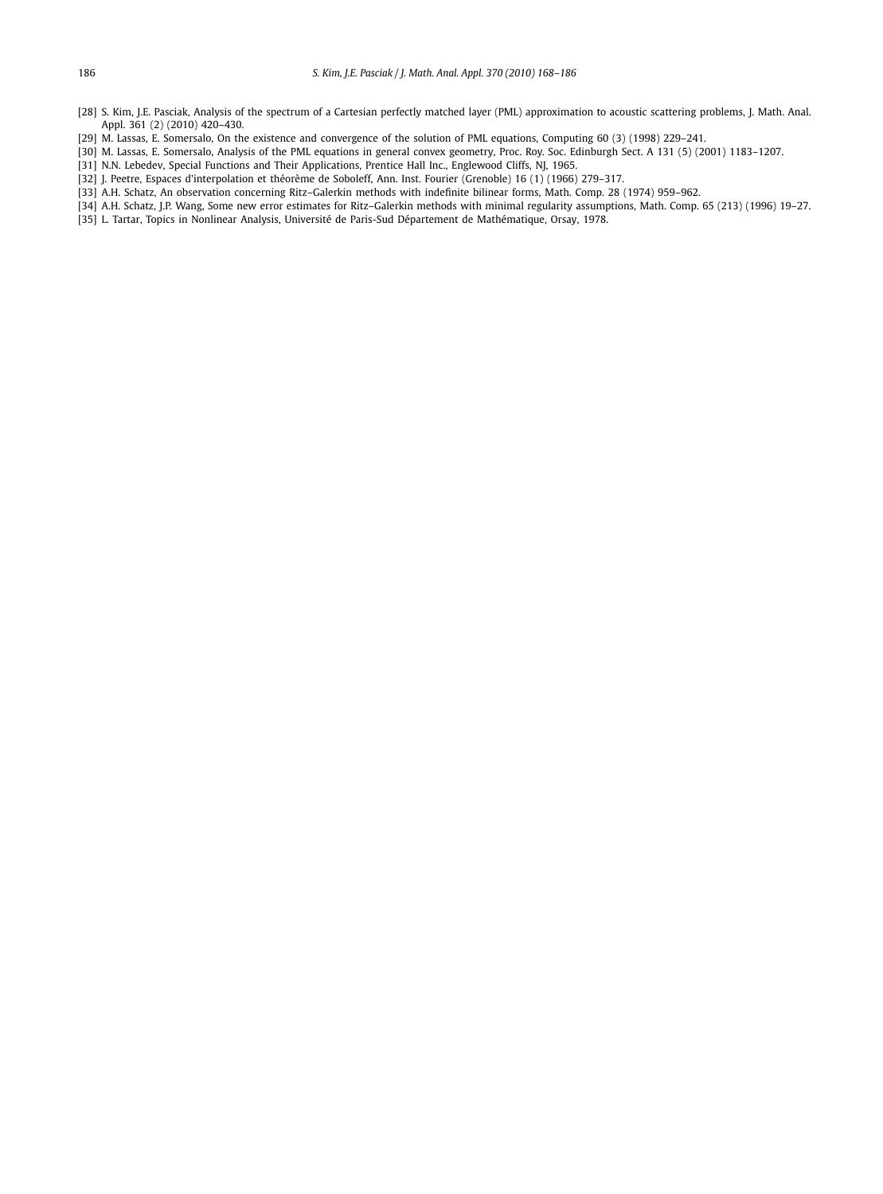[28] S. Kim, J.E. Pasciak, Analysis of the spectrum of a Cartesian perfectly matched layer (PML) approximation to acoustic scattering problems, J. Math. Anal. Appl. 361 (2) (2010) 420–430.

[29] M. Lassas, E. Somersalo, On the existence and convergence of the solution of PML equations, Computing 60 (3) (1998) 229–241.

[30] M. Lassas, E. Somersalo, Analysis of the PML equations in general convex geometry, Proc. Roy. Soc. Edinburgh Sect. A 131 (5) (2001) 1183–1207.

[31] N.N. Lebedev, Special Functions and Their Applications, Prentice Hall Inc., Englewood Cliffs, NJ, 1965.

[32] J. Peetre, Espaces d'interpolation et théorème de Soboleff, Ann. Inst. Fourier (Grenoble) 16 (1) (1966) 279–317.

[33] A.H. Schatz, An observation concerning Ritz–Galerkin methods with indefinite bilinear forms, Math. Comp. 28 (1974) 959–962.

[34] A.H. Schatz, J.P. Wang, Some new error estimates for Ritz–Galerkin methods with minimal regularity assumptions, Math. Comp. 65 (213) (1996) 19–27.

[35] L. Tartar, Topics in Nonlinear Analysis, Université de Paris-Sud Département de Mathématique, Orsay, 1978.